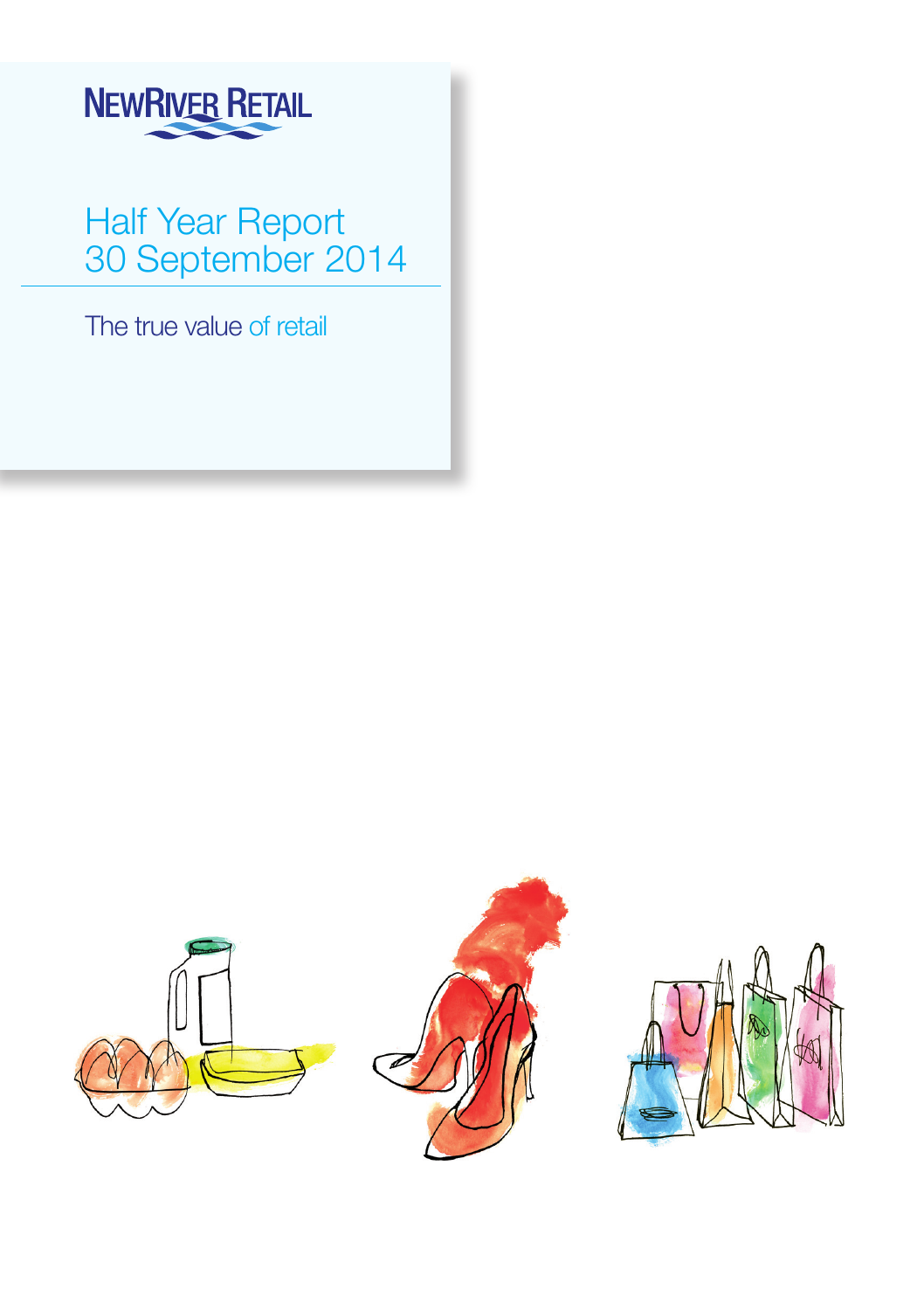NEWRIVER RETAIL

# Half Year Report 30 September 2014

The true value of retail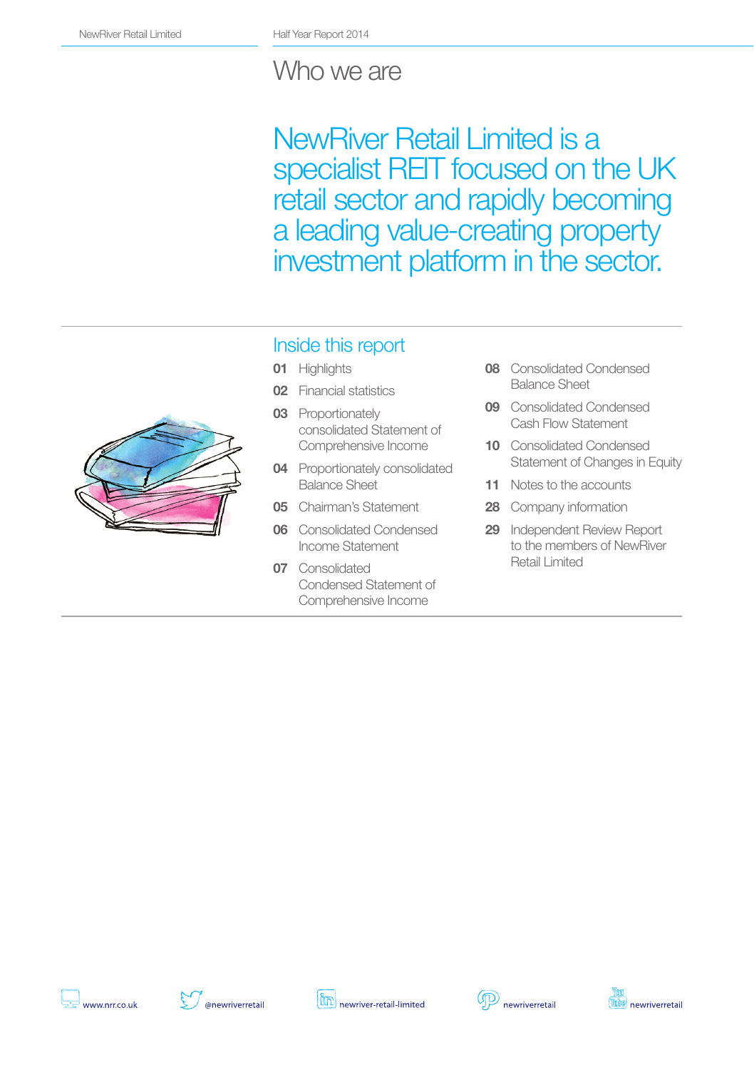# Who we are

## NewRiver Retail Limited is a specialist REIT focused on the UK retail sector and rapidly becoming a leading value-creating property investment platform in the sector.

## Inside this report

- **01** Highlights
- **02** Financial statistics
- **03** Proportionately consolidated Statement of Comprehensive Income
- **04** Proportionately consolidated Balance Sheet
- **05** Chairman's Statement
- **06** Consolidated Condensed Income Statement
- **07** Consolidated Condensed Statement of Comprehensive Income
- **08** Consolidated Condensed Balance Sheet
- **09** Consolidated Condensed Cash Flow Statement
- **10** Consolidated Condensed Statement of Changes in Equity
- **11** Notes to the accounts
- **28** Company information
- **29** Independent Review Report to the members of NewRiver Retail Limited

www.nrr.co.uk  
@newriverretail  
newriver-retail-limited  
newriverretail  
newriverretail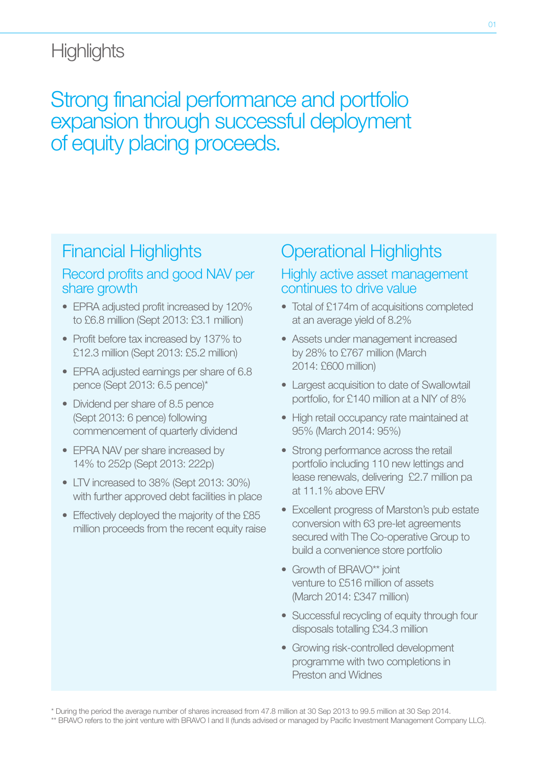# Highlights

## Strong financial performance and portfolio expansion through successful deployment of equity placing proceeds.

## Financial Highlights

### Record profits and good NAV per share growth

- EPRA adjusted profit increased by 120% to £6.8 million (Sept 2013: £3.1 million)
- Profit before tax increased by 137% to £12.3 million (Sept 2013: £5.2 million)
- EPRA adjusted earnings per share of 6.8 pence (Sept 2013: 6.5 pence)*
- Dividend per share of 8.5 pence (Sept 2013: 6 pence) following commencement of quarterly dividend
- EPRA NAV per share increased by 14% to 252p (Sept 2013: 222p)
- LTV increased to 38% (Sept 2013: 30%) with further approved debt facilities in place
- Effectively deployed the majority of the £85 million proceeds from the recent equity raise

## Operational Highlights

### Highly active asset management continues to drive value

- Total of £174m of acquisitions completed at an average yield of 8.2%
- Assets under management increased by 28% to £767 million (March 2014: £600 million)
- Largest acquisition to date of Swallowtail portfolio, for £140 million at a NIY of 8%
- High retail occupancy rate maintained at 95% (March 2014: 95%)
- Strong performance across the retail portfolio including 110 new lettings and lease renewals, delivering £2.7 million pa at 11.1% above ERV
- Excellent progress of Marston's pub estate conversion with 63 pre-let agreements secured with The Co-operative Group to build a convenience store portfolio
- Growth of BRAVO** joint venture to £516 million of assets (March 2014: £347 million)
- Successful recycling of equity through four disposals totalling £34.3 million
- Growing risk-controlled development programme with two completions in Preston and Widnes

* During the period the average number of shares increased from 47.8 million at 30 Sep 2013 to 99.5 million at 30 Sep 2014.

** BRAVO refers to the joint venture with BRAVO I and II (funds advised or managed by Pacific Investment Management Company LLC).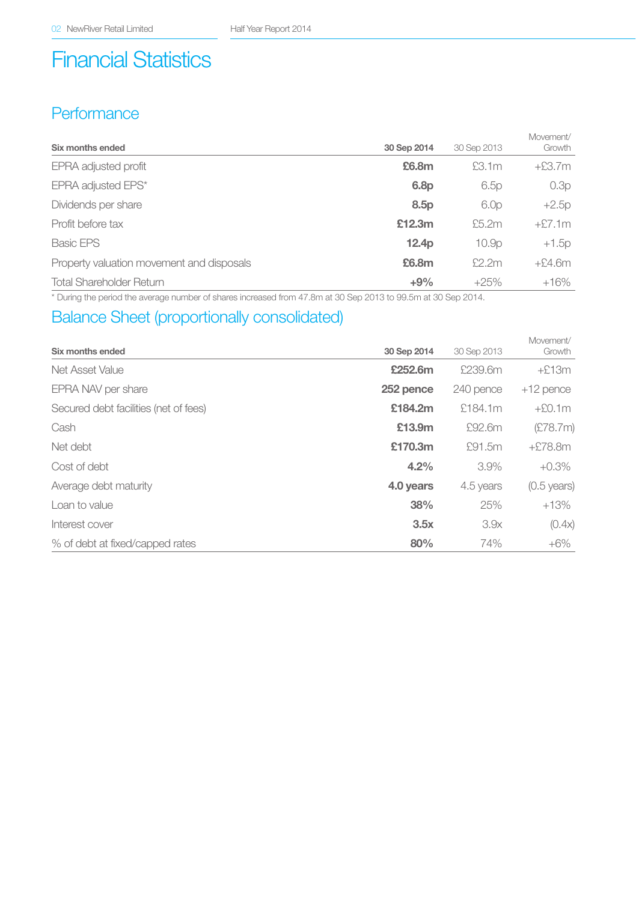# Financial Statistics

## Performance

| Six months ended | 30 Sep 2014 | 30 Sep 2013 | Movement/ Growth |
|---|---|---|---|
| EPRA adjusted profit | **£6.8m** | £3.1m | +£3.7m |
| EPRA adjusted EPS* | **6.8p** | 6.5p | 0.3p |
| Dividends per share | **8.5p** | 6.0p | +2.5p |
| Profit before tax | **£12.3m** | £5.2m | +£7.1m |
| Basic EPS | **12.4p** | 10.9p | +1.5p |
| Property valuation movement and disposals | **£6.8m** | £2.2m | +£4.6m |
| Total Shareholder Return | **+9%** | +25% | +16% |

* During the period the average number of shares increased from 47.8m at 30 Sep 2013 to 99.5m at 30 Sep 2014.

## Balance Sheet (proportionally consolidated)

| Six months ended | 30 Sep 2014 | 30 Sep 2013 | Movement/ Growth |
|---|---|---|---|
| Net Asset Value | **£252.6m** | £239.6m | +£13m |
| EPRA NAV per share | **252 pence** | 240 pence | +12 pence |
| Secured debt facilities (net of fees) | **£184.2m** | £184.1m | +£0.1m |
| Cash | **£13.9m** | £92.6m | (£78.7m) |
| Net debt | **£170.3m** | £91.5m | +£78.8m |
| Cost of debt | **4.2%** | 3.9% | +0.3% |
| Average debt maturity | **4.0 years** | 4.5 years | (0.5 years) |
| Loan to value | **38%** | 25% | +13% |
| Interest cover | **3.5x** | 3.9x | (0.4x) |
| % of debt at fixed/capped rates | **80%** | 74% | +6% |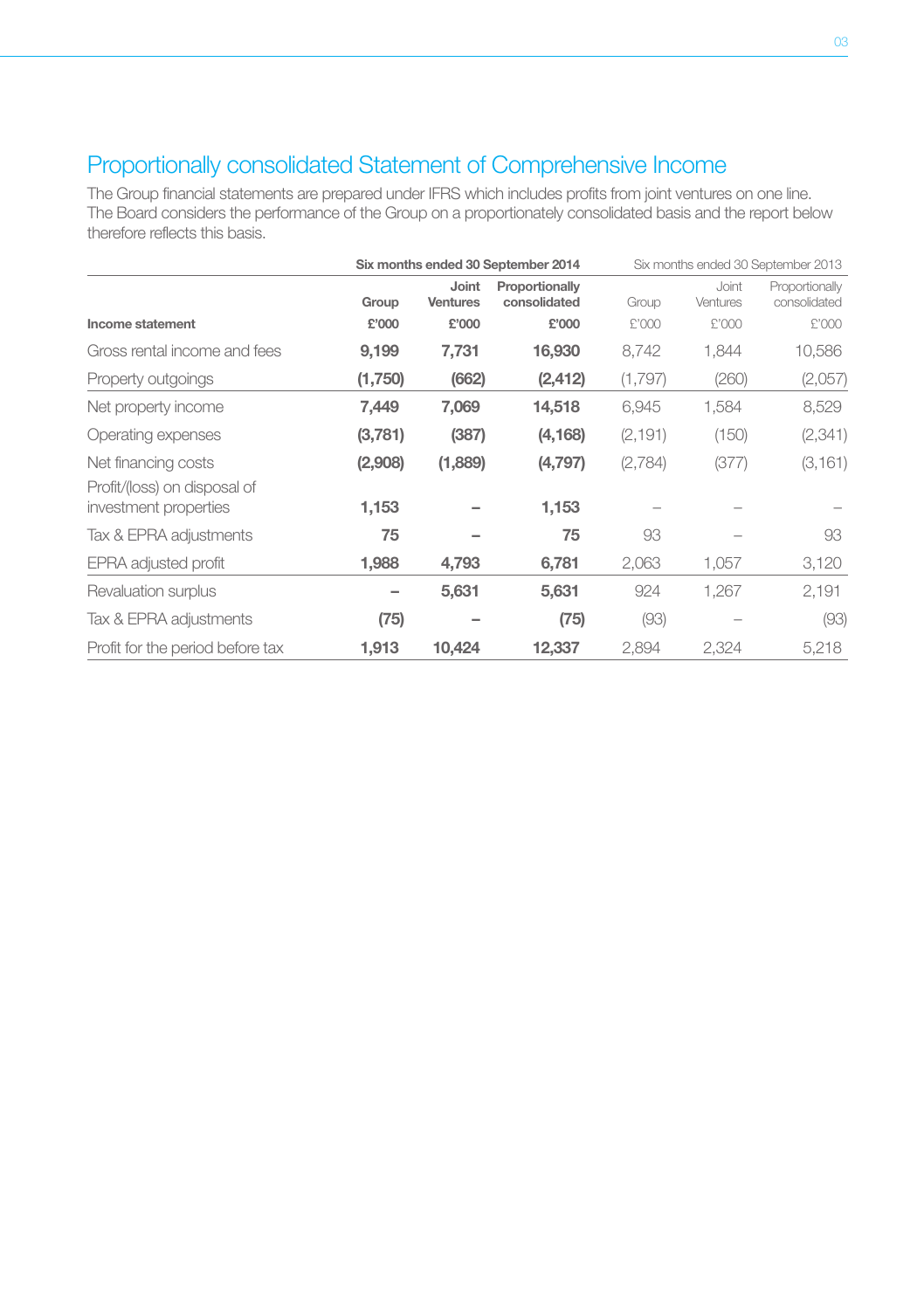# Proportionally consolidated Statement of Comprehensive Income

The Group financial statements are prepared under IFRS which includes profits from joint ventures on one line. The Board considers the performance of the Group on a proportionately consolidated basis and the report below therefore reflects this basis.

| | Six months ended 30 September 2014 | | | Six months ended 30 September 2013 | | |
|---|---|---|---|---|---|---|
| | Group | Joint Ventures | Proportionally consolidated | Group | Joint Ventures | Proportionally consolidated |
| **Income statement** | £'000 | £'000 | £'000 | £'000 | £'000 | £'000 |
| Gross rental income and fees | **9,199** | **7,731** | **16,930** | 8,742 | 1,844 | 10,586 |
| Property outgoings | **(1,750)** | **(662)** | **(2,412)** | (1,797) | (260) | (2,057) |
| Net property income | **7,449** | **7,069** | **14,518** | 6,945 | 1,584 | 8,529 |
| Operating expenses | **(3,781)** | **(387)** | **(4,168)** | (2,191) | (150) | (2,341) |
| Net financing costs | **(2,908)** | **(1,889)** | **(4,797)** | (2,784) | (377) | (3,161) |
| Profit/(loss) on disposal of investment properties | **1,153** | **–** | **1,153** | – | – | – |
| Tax & EPRA adjustments | **75** | **–** | **75** | 93 | – | 93 |
| EPRA adjusted profit | **1,988** | **4,793** | **6,781** | 2,063 | 1,057 | 3,120 |
| Revaluation surplus | **–** | **5,631** | **5,631** | 924 | 1,267 | 2,191 |
| Tax & EPRA adjustments | **(75)** | **–** | **(75)** | (93) | – | (93) |
| Profit for the period before tax | **1,913** | **10,424** | **12,337** | 2,894 | 2,324 | 5,218 |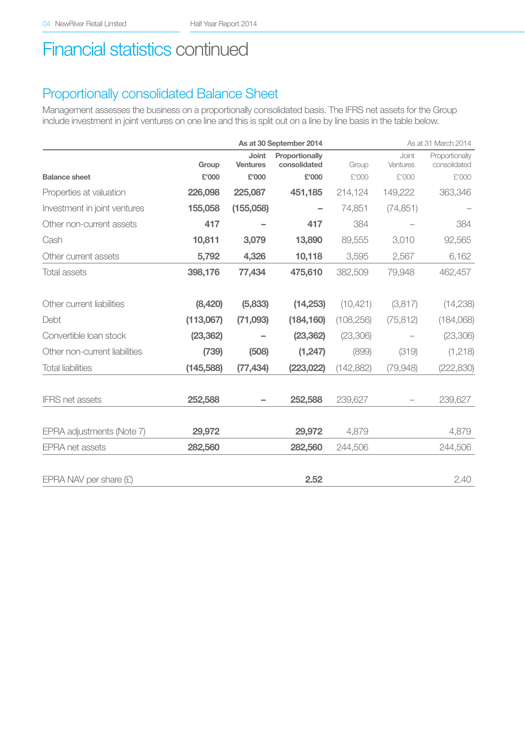# Financial statistics continued

## Proportionally consolidated Balance Sheet

Management assesses the business on a proportionally consolidated basis. The IFRS net assets for the Group include investment in joint ventures on one line and this is split out on a line by line basis in the table below.

| | As at 30 September 2014 | | | As at 31 March 2014 | | |
|---|---|---|---|---|---|---|
| | **Group** | **Joint Ventures** | **Proportionally consolidated** | Group | Joint Ventures | Proportionally consolidated |
| **Balance sheet** | **£'000** | **£'000** | **£'000** | £'000 | £'000 | £'000 |
| Properties at valuation | **226,098** | **225,087** | **451,185** | 214,124 | 149,222 | 363,346 |
| Investment in joint ventures | **155,058** | **(155,058)** | **–** | 74,851 | (74,851) | – |
| Other non-current assets | **417** | **–** | **417** | 384 | – | 384 |
| Cash | **10,811** | **3,079** | **13,890** | 89,555 | 3,010 | 92,565 |
| Other current assets | **5,792** | **4,326** | **10,118** | 3,595 | 2,567 | 6,162 |
| Total assets | **398,176** | **77,434** | **475,610** | 382,509 | 79,948 | 462,457 |
| Other current liabilities | **(8,420)** | **(5,833)** | **(14,253)** | (10,421) | (3,817) | (14,238) |
| Debt | **(113,067)** | **(71,093)** | **(184,160)** | (108,256) | (75,812) | (184,068) |
| Convertible loan stock | **(23,362)** | **–** | **(23,362)** | (23,306) | – | (23,306) |
| Other non-current liabilities | **(739)** | **(508)** | **(1,247)** | (899) | (319) | (1,218) |
| Total liabilities | **(145,588)** | **(77,434)** | **(223,022)** | (142,882) | (79,948) | (222,830) |
| IFRS net assets | **252,588** | **–** | **252,588** | 239,627 | – | 239,627 |
| EPRA adjustments (Note 7) | **29,972** | | **29,972** | 4,879 | | 4,879 |
| EPRA net assets | **282,560** | | **282,560** | 244,506 | | 244,506 |
| EPRA NAV per share (£) | | | **2.52** | | | 2.40 |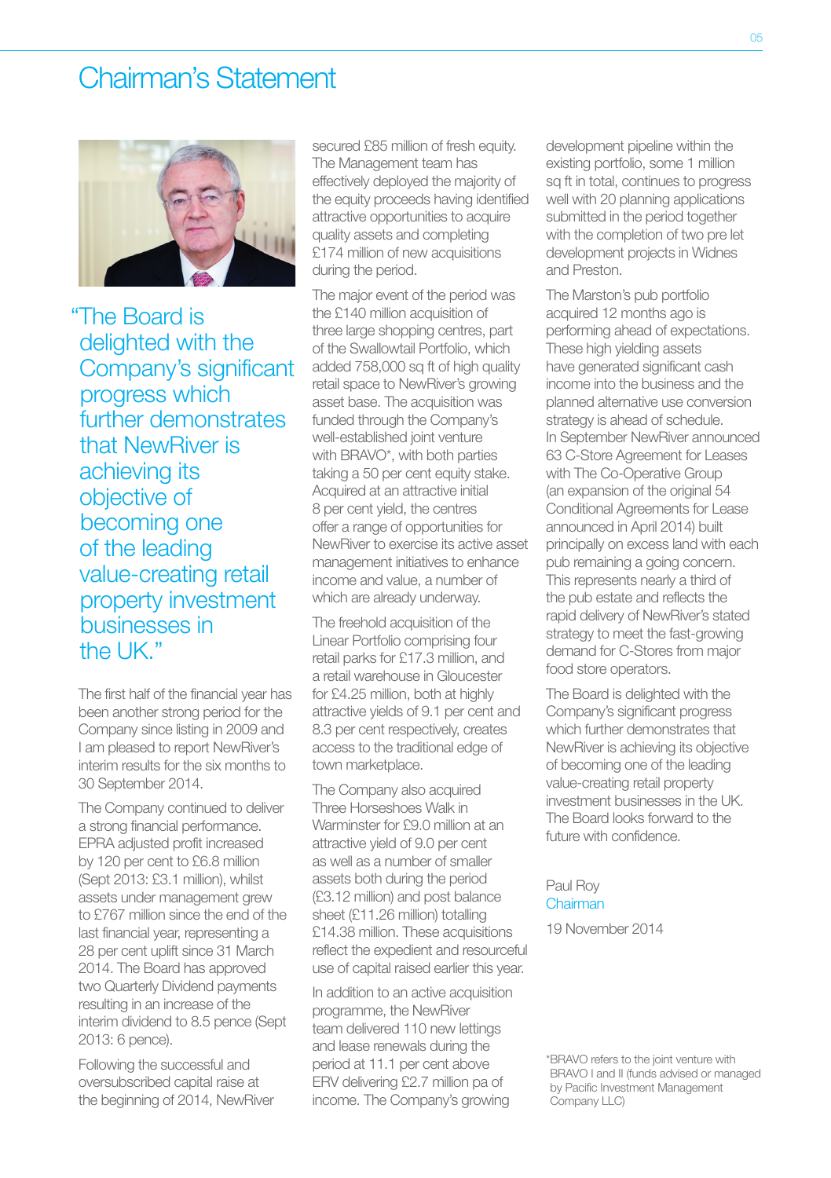# Chairman's Statement

"The Board is delighted with the Company's significant progress which further demonstrates that NewRiver is achieving its objective of becoming one of the leading value-creating retail property investment businesses in the UK."

The first half of the financial year has been another strong period for the Company since listing in 2009 and I am pleased to report NewRiver's interim results for the six months to 30 September 2014.

The Company continued to deliver a strong financial performance. EPRA adjusted profit increased by 120 per cent to £6.8 million (Sept 2013: £3.1 million), whilst assets under management grew to £767 million since the end of the last financial year, representing a 28 per cent uplift since 31 March 2014. The Board has approved two Quarterly Dividend payments resulting in an increase of the interim dividend to 8.5 pence (Sept 2013: 6 pence).

Following the successful and oversubscribed capital raise at the beginning of 2014, NewRiver secured £85 million of fresh equity. The Management team has effectively deployed the majority of the equity proceeds having identified attractive opportunities to acquire quality assets and completing £174 million of new acquisitions during the period.

The major event of the period was the £140 million acquisition of three large shopping centres, part of the Swallowtail Portfolio, which added 758,000 sq ft of high quality retail space to NewRiver's growing asset base. The acquisition was funded through the Company's well-established joint venture with BRAVO*, with both parties taking a 50 per cent equity stake. Acquired at an attractive initial 8 per cent yield, the centres offer a range of opportunities for NewRiver to exercise its active asset management initiatives to enhance income and value, a number of which are already underway.

The freehold acquisition of the Linear Portfolio comprising four retail parks for £17.3 million, and a retail warehouse in Gloucester for £4.25 million, both at highly attractive yields of 9.1 per cent and 8.3 per cent respectively, creates access to the traditional edge of town marketplace.

The Company also acquired Three Horseshoes Walk in Warminster for £9.0 million at an attractive yield of 9.0 per cent as well as a number of smaller assets both during the period (£3.12 million) and post balance sheet (£11.26 million) totalling £14.38 million. These acquisitions reflect the expedient and resourceful use of capital raised earlier this year.

In addition to an active acquisition programme, the NewRiver team delivered 110 new lettings and lease renewals during the period at 11.1 per cent above ERV delivering £2.7 million pa of income. The Company's growing development pipeline within the existing portfolio, some 1 million sq ft in total, continues to progress well with 20 planning applications submitted in the period together with the completion of two pre let development projects in Widnes and Preston.

The Marston's pub portfolio acquired 12 months ago is performing ahead of expectations. These high yielding assets have generated significant cash income into the business and the planned alternative use conversion strategy is ahead of schedule. In September NewRiver announced 63 C-Store Agreement for Leases with The Co-Operative Group (an expansion of the original 54 Conditional Agreements for Lease announced in April 2014) built principally on excess land with each pub remaining a going concern. This represents nearly a third of the pub estate and reflects the rapid delivery of NewRiver's stated strategy to meet the fast-growing demand for C-Stores from major food store operators.

The Board is delighted with the Company's significant progress which further demonstrates that NewRiver is achieving its objective of becoming one of the leading value-creating retail property investment businesses in the UK. The Board looks forward to the future with confidence.

Paul Roy
Chairman

19 November 2014

*BRAVO refers to the joint venture with BRAVO I and II (funds advised or managed by Pacific Investment Management Company LLC)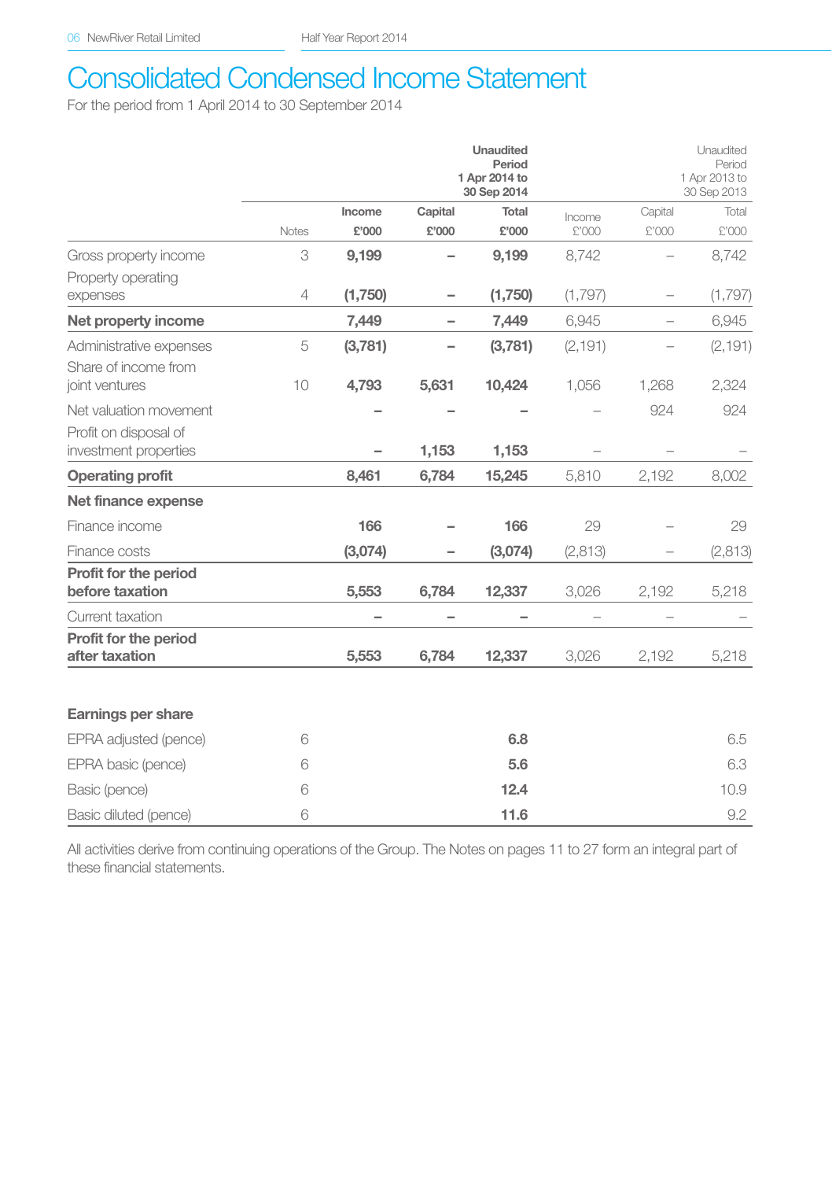# Consolidated Condensed Income Statement

For the period from 1 April 2014 to 30 September 2014

| | | Unaudited Period 1 Apr 2014 to 30 Sep 2014 | | | Unaudited Period 1 Apr 2013 to 30 Sep 2013 | | |
|---|---|---|---|---|---|---|---|
| | Notes | **Income £'000** | **Capital £'000** | **Total £'000** | Income £'000 | Capital £'000 | Total £'000 |
| Gross property income | 3 | **9,199** | **–** | **9,199** | 8,742 | – | 8,742 |
| Property operating expenses | 4 | **(1,750)** | **–** | **(1,750)** | (1,797) | – | (1,797) |
| **Net property income** | | **7,449** | **–** | **7,449** | 6,945 | – | 6,945 |
| Administrative expenses | 5 | **(3,781)** | **–** | **(3,781)** | (2,191) | – | (2,191) |
| Share of income from joint ventures | 10 | **4,793** | **5,631** | **10,424** | 1,056 | 1,268 | 2,324 |
| Net valuation movement | | **–** | **–** | **–** | – | 924 | 924 |
| Profit on disposal of investment properties | | **–** | **1,153** | **1,153** | – | – | – |
| **Operating profit** | | **8,461** | **6,784** | **15,245** | 5,810 | 2,192 | 8,002 |
| **Net finance expense** | | | | | | | |
| Finance income | | **166** | **–** | **166** | 29 | – | 29 |
| Finance costs | | **(3,074)** | **–** | **(3,074)** | (2,813) | – | (2,813) |
| **Profit for the period before taxation** | | **5,553** | **6,784** | **12,337** | 3,026 | 2,192 | 5,218 |
| Current taxation | | **–** | **–** | **–** | – | – | – |
| **Profit for the period after taxation** | | **5,553** | **6,784** | **12,337** | 3,026 | 2,192 | 5,218 |
| | | | | | | | |
| **Earnings per share** | | | | | | | |
| EPRA adjusted (pence) | 6 | | | **6.8** | | | 6.5 |
| EPRA basic (pence) | 6 | | | **5.6** | | | 6.3 |
| Basic (pence) | 6 | | | **12.4** | | | 10.9 |
| Basic diluted (pence) | 6 | | | **11.6** | | | 9.2 |

All activities derive from continuing operations of the Group. The Notes on pages 11 to 27 form an integral part of these financial statements.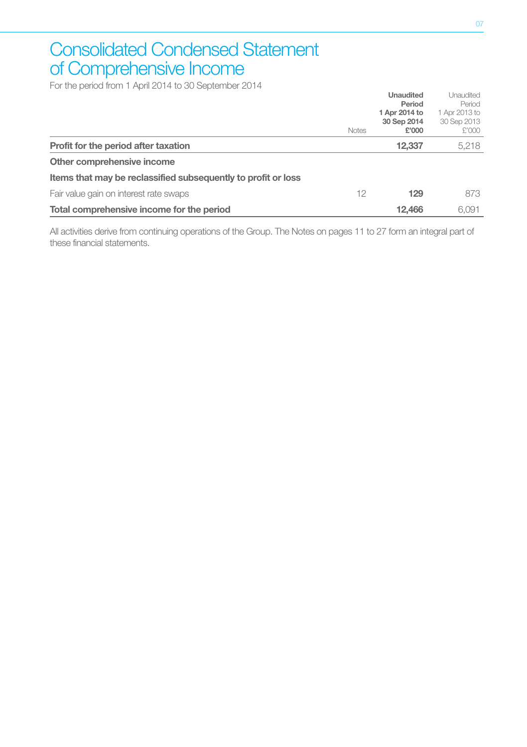# Consolidated Condensed Statement of Comprehensive Income

For the period from 1 April 2014 to 30 September 2014

| | Notes | **Unaudited Period 1 Apr 2014 to 30 Sep 2014 £'000** | Unaudited Period 1 Apr 2013 to 30 Sep 2013 £'000 |
|---|---|---|---|
| **Profit for the period after taxation** | | **12,337** | 5,218 |
| **Other comprehensive income** | | | |
| **Items that may be reclassified subsequently to profit or loss** | | | |
| Fair value gain on interest rate swaps | 12 | **129** | 873 |
| **Total comprehensive income for the period** | | **12,466** | 6,091 |

All activities derive from continuing operations of the Group. The Notes on pages 11 to 27 form an integral part of these financial statements.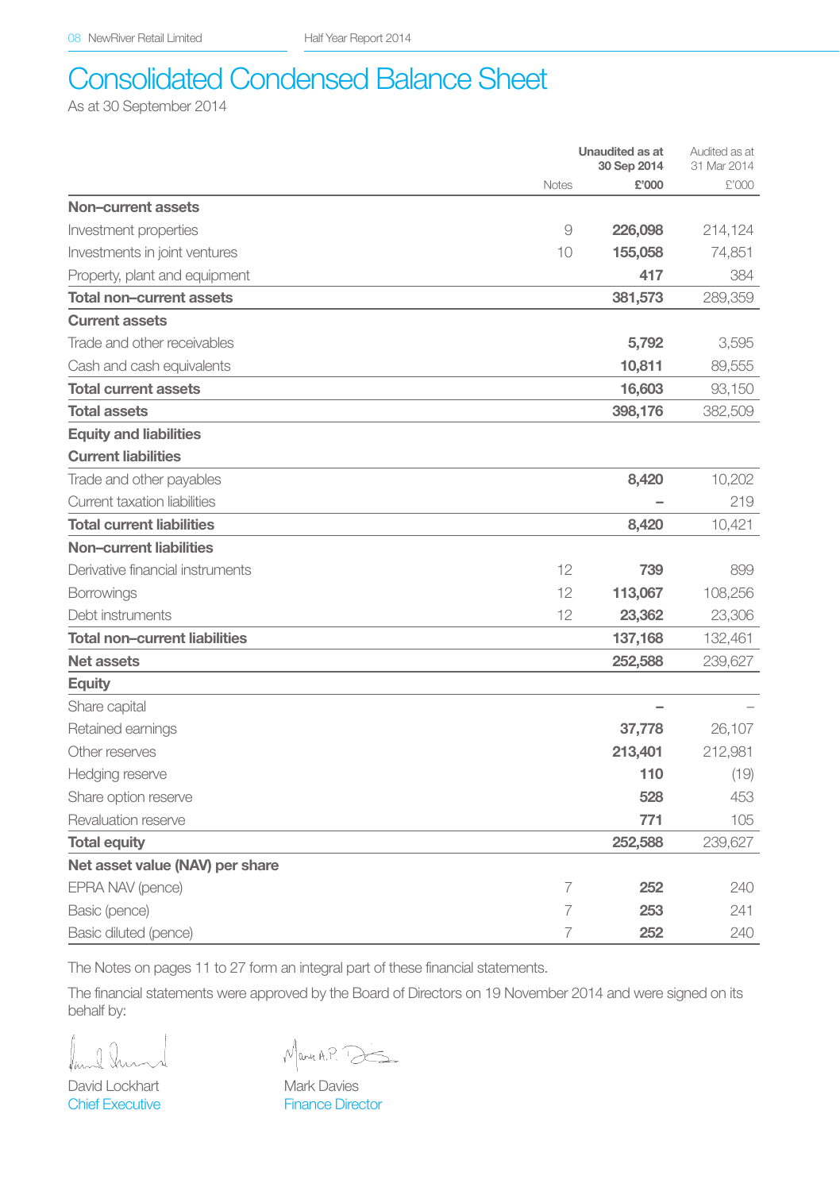# Consolidated Condensed Balance Sheet

As at 30 September 2014

| | Notes | Unaudited as at 30 Sep 2014 £'000 | Audited as at 31 Mar 2014 £'000 |
|---|---|---|---|
| **Non–current assets** | | | |
| Investment properties | 9 | **226,098** | 214,124 |
| Investments in joint ventures | 10 | **155,058** | 74,851 |
| Property, plant and equipment | | **417** | 384 |
| **Total non–current assets** | | **381,573** | 289,359 |
| **Current assets** | | | |
| Trade and other receivables | | **5,792** | 3,595 |
| Cash and cash equivalents | | **10,811** | 89,555 |
| **Total current assets** | | **16,603** | 93,150 |
| **Total assets** | | **398,176** | 382,509 |
| **Equity and liabilities** | | | |
| **Current liabilities** | | | |
| Trade and other payables | | **8,420** | 10,202 |
| Current taxation liabilities | | **–** | 219 |
| **Total current liabilities** | | **8,420** | 10,421 |
| **Non–current liabilities** | | | |
| Derivative financial instruments | 12 | **739** | 899 |
| Borrowings | 12 | **113,067** | 108,256 |
| Debt instruments | 12 | **23,362** | 23,306 |
| **Total non–current liabilities** | | **137,168** | 132,461 |
| **Net assets** | | **252,588** | 239,627 |
| **Equity** | | | |
| Share capital | | **–** | – |
| Retained earnings | | **37,778** | 26,107 |
| Other reserves | | **213,401** | 212,981 |
| Hedging reserve | | **110** | (19) |
| Share option reserve | | **528** | 453 |
| Revaluation reserve | | **771** | 105 |
| **Total equity** | | **252,588** | 239,627 |
| **Net asset value (NAV) per share** | | | |
| EPRA NAV (pence) | 7 | **252** | 240 |
| Basic (pence) | 7 | **253** | 241 |
| Basic diluted (pence) | 7 | **252** | 240 |

The Notes on pages 11 to 27 form an integral part of these financial statements.

The financial statements were approved by the Board of Directors on 19 November 2014 and were signed on its behalf by:

David Lockhart
Chief Executive

Mark Davies
Finance Director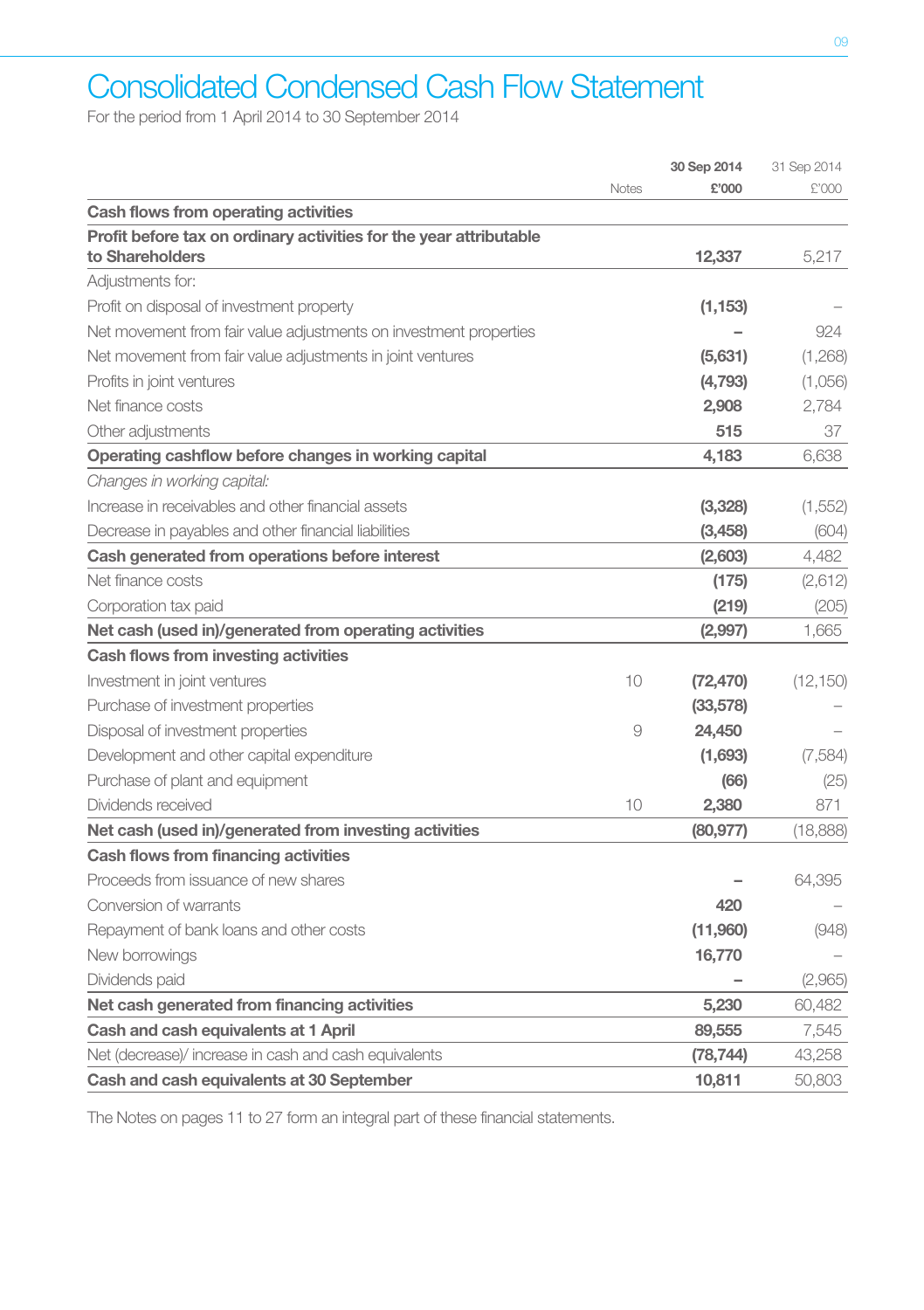# Consolidated Condensed Cash Flow Statement

For the period from 1 April 2014 to 30 September 2014

| | Notes | 30 Sep 2014 £'000 | 31 Sep 2014 £'000 |
|---|---|---|---|
| **Cash flows from operating activities** | | | |
| **Profit before tax on ordinary activities for the year attributable to Shareholders** | | **12,337** | 5,217 |
| Adjustments for: | | | |
| Profit on disposal of investment property | | **(1,153)** | – |
| Net movement from fair value adjustments on investment properties | | **–** | 924 |
| Net movement from fair value adjustments in joint ventures | | **(5,631)** | (1,268) |
| Profits in joint ventures | | **(4,793)** | (1,056) |
| Net finance costs | | **2,908** | 2,784 |
| Other adjustments | | **515** | 37 |
| **Operating cashflow before changes in working capital** | | **4,183** | 6,638 |
| *Changes in working capital:* | | | |
| Increase in receivables and other financial assets | | **(3,328)** | (1,552) |
| Decrease in payables and other financial liabilities | | **(3,458)** | (604) |
| **Cash generated from operations before interest** | | **(2,603)** | 4,482 |
| Net finance costs | | **(175)** | (2,612) |
| Corporation tax paid | | **(219)** | (205) |
| **Net cash (used in)/generated from operating activities** | | **(2,997)** | 1,665 |
| **Cash flows from investing activities** | | | |
| Investment in joint ventures | 10 | **(72,470)** | (12,150) |
| Purchase of investment properties | | **(33,578)** | – |
| Disposal of investment properties | 9 | **24,450** | – |
| Development and other capital expenditure | | **(1,693)** | (7,584) |
| Purchase of plant and equipment | | **(66)** | (25) |
| Dividends received | 10 | **2,380** | 871 |
| **Net cash (used in)/generated from investing activities** | | **(80,977)** | (18,888) |
| **Cash flows from financing activities** | | | |
| Proceeds from issuance of new shares | | **–** | 64,395 |
| Conversion of warrants | | **420** | – |
| Repayment of bank loans and other costs | | **(11,960)** | (948) |
| New borrowings | | **16,770** | – |
| Dividends paid | | **–** | (2,965) |
| **Net cash generated from financing activities** | | **5,230** | 60,482 |
| **Cash and cash equivalents at 1 April** | | **89,555** | 7,545 |
| Net (decrease)/ increase in cash and cash equivalents | | **(78,744)** | 43,258 |
| **Cash and cash equivalents at 30 September** | | **10,811** | 50,803 |

The Notes on pages 11 to 27 form an integral part of these financial statements.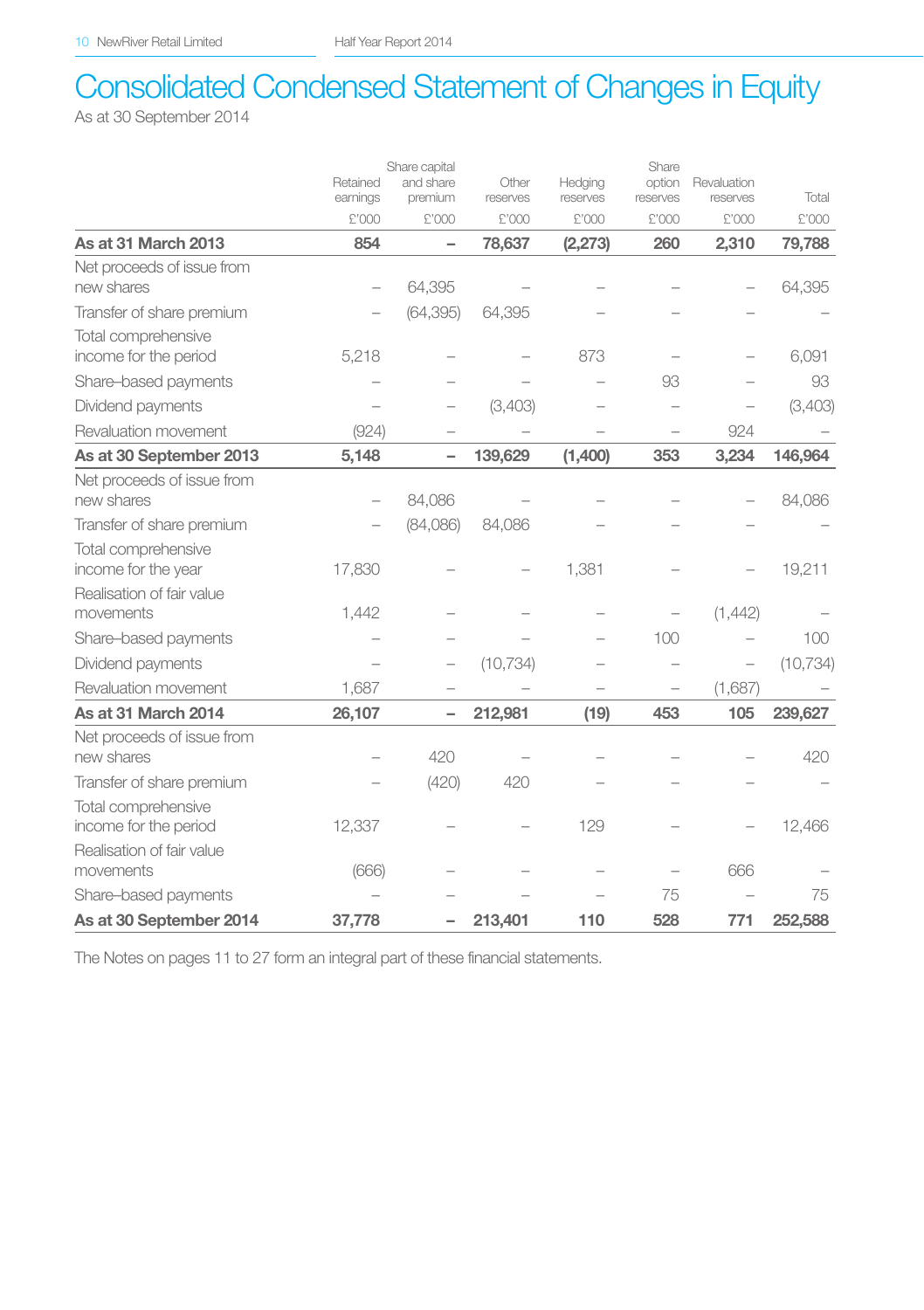# Consolidated Condensed Statement of Changes in Equity

As at 30 September 2014

| | Retained earnings £'000 | Share capital and share premium £'000 | Other reserves £'000 | Hedging reserves £'000 | Share option reserves £'000 | Revaluation reserves £'000 | Total £'000 |
|---|---|---|---|---|---|---|---|
| **As at 31 March 2013** | **854** | **–** | **78,637** | **(2,273)** | **260** | **2,310** | **79,788** |
| Net proceeds of issue from new shares | – | 64,395 | – | – | – | – | 64,395 |
| Transfer of share premium | – | (64,395) | 64,395 | – | – | – | – |
| Total comprehensive income for the period | 5,218 | – | – | 873 | – | – | 6,091 |
| Share–based payments | – | – | – | – | 93 | – | 93 |
| Dividend payments | – | – | (3,403) | – | – | – | (3,403) |
| Revaluation movement | (924) | – | – | – | – | 924 | – |
| **As at 30 September 2013** | **5,148** | **–** | **139,629** | **(1,400)** | **353** | **3,234** | **146,964** |
| Net proceeds of issue from new shares | – | 84,086 | – | – | – | – | 84,086 |
| Transfer of share premium | – | (84,086) | 84,086 | – | – | – | – |
| Total comprehensive income for the year | 17,830 | – | – | 1,381 | – | – | 19,211 |
| Realisation of fair value movements | 1,442 | – | – | – | – | (1,442) | – |
| Share–based payments | – | – | – | – | 100 | – | 100 |
| Dividend payments | – | – | (10,734) | – | – | – | (10,734) |
| Revaluation movement | 1,687 | – | – | – | – | (1,687) | – |
| **As at 31 March 2014** | **26,107** | **–** | **212,981** | **(19)** | **453** | **105** | **239,627** |
| Net proceeds of issue from new shares | – | 420 | – | – | – | – | 420 |
| Transfer of share premium | – | (420) | 420 | – | – | – | – |
| Total comprehensive income for the period | 12,337 | – | – | 129 | – | – | 12,466 |
| Realisation of fair value movements | (666) | – | – | – | – | 666 | – |
| Share–based payments | – | – | – | – | 75 | – | 75 |
| **As at 30 September 2014** | **37,778** | **–** | **213,401** | **110** | **528** | **771** | **252,588** |

The Notes on pages 11 to 27 form an integral part of these financial statements.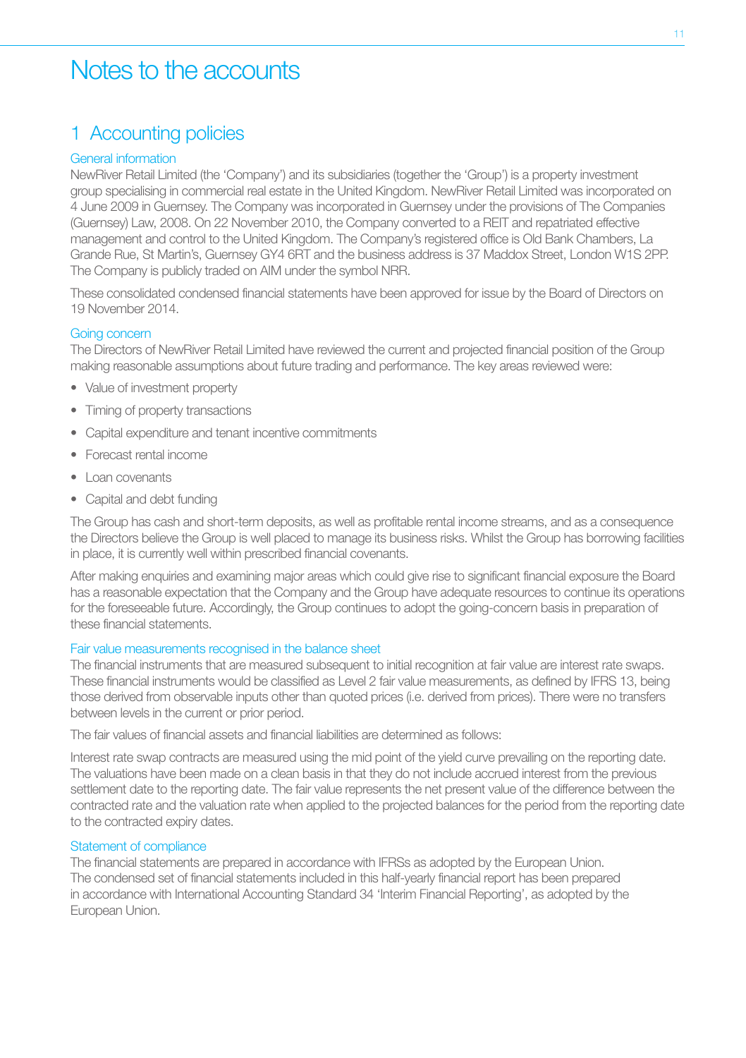# Notes to the accounts

## 1 Accounting policies

### General information

NewRiver Retail Limited (the 'Company') and its subsidiaries (together the 'Group') is a property investment group specialising in commercial real estate in the United Kingdom. NewRiver Retail Limited was incorporated on 4 June 2009 in Guernsey. The Company was incorporated in Guernsey under the provisions of The Companies (Guernsey) Law, 2008. On 22 November 2010, the Company converted to a REIT and repatriated effective management and control to the United Kingdom. The Company's registered office is Old Bank Chambers, La Grande Rue, St Martin's, Guernsey GY4 6RT and the business address is 37 Maddox Street, London W1S 2PP. The Company is publicly traded on AIM under the symbol NRR.

These consolidated condensed financial statements have been approved for issue by the Board of Directors on 19 November 2014.

### Going concern

The Directors of NewRiver Retail Limited have reviewed the current and projected financial position of the Group making reasonable assumptions about future trading and performance. The key areas reviewed were:

- Value of investment property
- Timing of property transactions
- Capital expenditure and tenant incentive commitments
- Forecast rental income
- Loan covenants
- Capital and debt funding

The Group has cash and short-term deposits, as well as profitable rental income streams, and as a consequence the Directors believe the Group is well placed to manage its business risks. Whilst the Group has borrowing facilities in place, it is currently well within prescribed financial covenants.

After making enquiries and examining major areas which could give rise to significant financial exposure the Board has a reasonable expectation that the Company and the Group have adequate resources to continue its operations for the foreseeable future. Accordingly, the Group continues to adopt the going-concern basis in preparation of these financial statements.

### Fair value measurements recognised in the balance sheet

The financial instruments that are measured subsequent to initial recognition at fair value are interest rate swaps. These financial instruments would be classified as Level 2 fair value measurements, as defined by IFRS 13, being those derived from observable inputs other than quoted prices (i.e. derived from prices). There were no transfers between levels in the current or prior period.

The fair values of financial assets and financial liabilities are determined as follows:

Interest rate swap contracts are measured using the mid point of the yield curve prevailing on the reporting date. The valuations have been made on a clean basis in that they do not include accrued interest from the previous settlement date to the reporting date. The fair value represents the net present value of the difference between the contracted rate and the valuation rate when applied to the projected balances for the period from the reporting date to the contracted expiry dates.

### Statement of compliance

The financial statements are prepared in accordance with IFRSs as adopted by the European Union. The condensed set of financial statements included in this half-yearly financial report has been prepared in accordance with International Accounting Standard 34 'Interim Financial Reporting', as adopted by the European Union.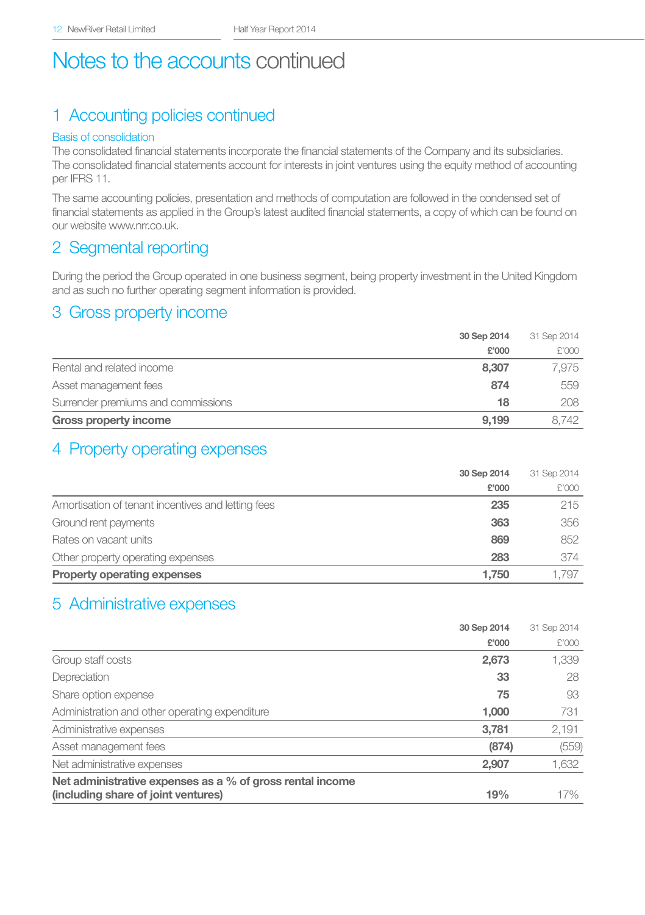# Notes to the accounts continued

## 1 Accounting policies continued

### Basis of consolidation

The consolidated financial statements incorporate the financial statements of the Company and its subsidiaries. The consolidated financial statements account for interests in joint ventures using the equity method of accounting per IFRS 11.

The same accounting policies, presentation and methods of computation are followed in the condensed set of financial statements as applied in the Group's latest audited financial statements, a copy of which can be found on our website www.nrr.co.uk.

## 2 Segmental reporting

During the period the Group operated in one business segment, being property investment in the United Kingdom and as such no further operating segment information is provided.

## 3 Gross property income

| | 30 Sep 2014 £'000 | 31 Sep 2014 £'000 |
|---|---|---|
| Rental and related income | **8,307** | 7,975 |
| Asset management fees | **874** | 559 |
| Surrender premiums and commissions | **18** | 208 |
| **Gross property income** | **9,199** | 8,742 |

## 4 Property operating expenses

| | 30 Sep 2014 £'000 | 31 Sep 2014 £'000 |
|---|---|---|
| Amortisation of tenant incentives and letting fees | **235** | 215 |
| Ground rent payments | **363** | 356 |
| Rates on vacant units | **869** | 852 |
| Other property operating expenses | **283** | 374 |
| **Property operating expenses** | **1,750** | 1,797 |

## 5 Administrative expenses

| | 30 Sep 2014 £'000 | 31 Sep 2014 £'000 |
|---|---|---|
| Group staff costs | **2,673** | 1,339 |
| Depreciation | **33** | 28 |
| Share option expense | **75** | 93 |
| Administration and other operating expenditure | **1,000** | 731 |
| Administrative expenses | **3,781** | 2,191 |
| Asset management fees | **(874)** | (559) |
| Net administrative expenses | **2,907** | 1,632 |
| **Net administrative expenses as a % of gross rental income (including share of joint ventures)** | **19%** | 17% |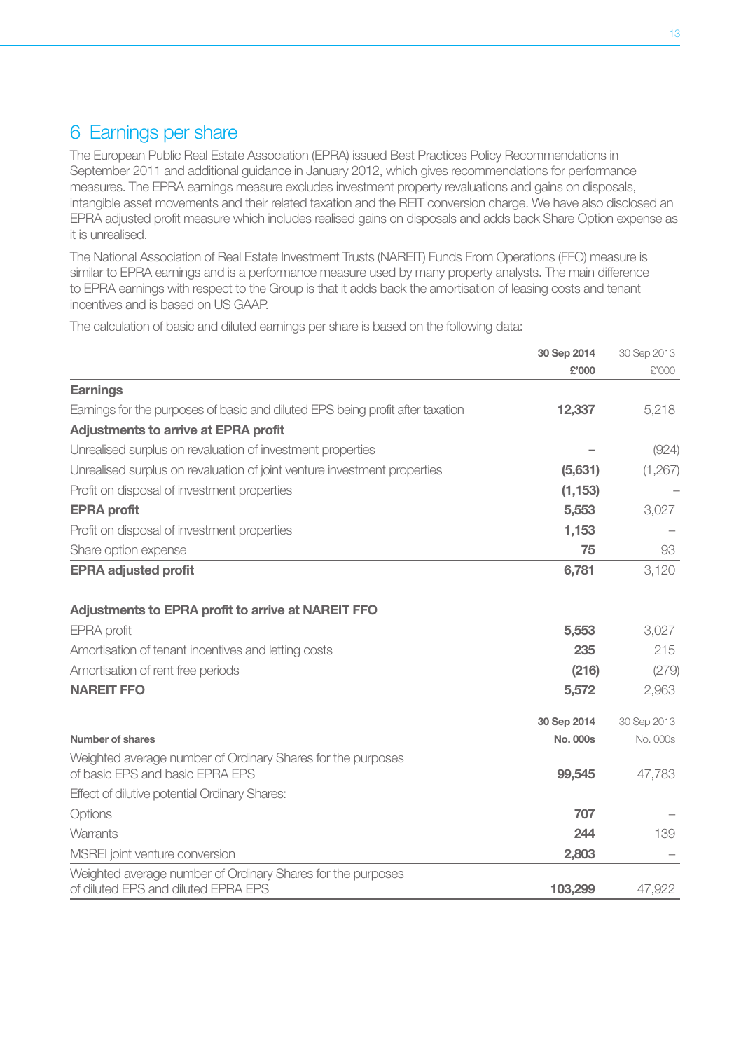## 6 Earnings per share

The European Public Real Estate Association (EPRA) issued Best Practices Policy Recommendations in September 2011 and additional guidance in January 2012, which gives recommendations for performance measures. The EPRA earnings measure excludes investment property revaluations and gains on disposals, intangible asset movements and their related taxation and the REIT conversion charge. We have also disclosed an EPRA adjusted profit measure which includes realised gains on disposals and adds back Share Option expense as it is unrealised.

The National Association of Real Estate Investment Trusts (NAREIT) Funds From Operations (FFO) measure is similar to EPRA earnings and is a performance measure used by many property analysts. The main difference to EPRA earnings with respect to the Group is that it adds back the amortisation of leasing costs and tenant incentives and is based on US GAAP.

The calculation of basic and diluted earnings per share is based on the following data:

| | 30 Sep 2014 £'000 | 30 Sep 2013 £'000 |
|---|---|---|
| **Earnings** | | |
| Earnings for the purposes of basic and diluted EPS being profit after taxation | **12,337** | 5,218 |
| **Adjustments to arrive at EPRA profit** | | |
| Unrealised surplus on revaluation of investment properties | **–** | (924) |
| Unrealised surplus on revaluation of joint venture investment properties | **(5,631)** | (1,267) |
| Profit on disposal of investment properties | **(1,153)** | – |
| **EPRA profit** | **5,553** | 3,027 |
| Profit on disposal of investment properties | **1,153** | – |
| Share option expense | **75** | 93 |
| **EPRA adjusted profit** | **6,781** | 3,120 |
| | | |
| **Adjustments to EPRA profit to arrive at NAREIT FFO** | | |
| EPRA profit | **5,553** | 3,027 |
| Amortisation of tenant incentives and letting costs | **235** | 215 |
| Amortisation of rent free periods | **(216)** | (279) |
| **NAREIT FFO** | **5,572** | 2,963 |

| **Number of shares** | 30 Sep 2014 No. 000s | 30 Sep 2013 No. 000s |
|---|---|---|
| Weighted average number of Ordinary Shares for the purposes of basic EPS and basic EPRA EPS | **99,545** | 47,783 |
| Effect of dilutive potential Ordinary Shares: | | |
| Options | **707** | – |
| Warrants | **244** | 139 |
| MSREI joint venture conversion | **2,803** | – |
| Weighted average number of Ordinary Shares for the purposes of diluted EPS and diluted EPRA EPS | **103,299** | 47,922 |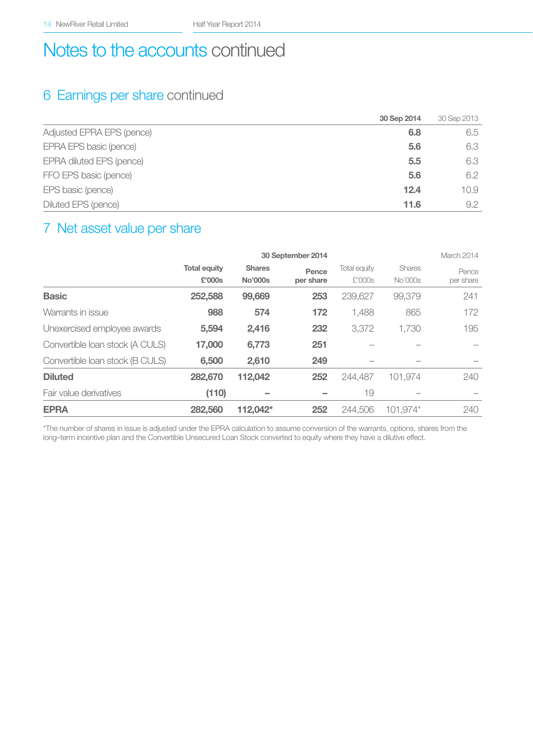# Notes to the accounts continued

## 6 Earnings per share continued

| | 30 Sep 2014 | 30 Sep 2013 |
|---|---|---|
| Adjusted EPRA EPS (pence) | **6.8** | 6.5 |
| EPRA EPS basic (pence) | **5.6** | 6.3 |
| EPRA diluted EPS (pence) | **5.5** | 6.3 |
| FFO EPS basic (pence) | **5.6** | 6.2 |
| EPS basic (pence) | **12.4** | 10.9 |
| Diluted EPS (pence) | **11.6** | 9.2 |

## 7 Net asset value per share

| | 30 September 2014 | | | March 2014 | | |
|---|---|---|---|---|---|---|
| | Total equity £'000s | Shares No'000s | Pence per share | Total equity £'000s | Shares No'000s | Pence per share |
| **Basic** | **252,588** | **99,669** | **253** | 239,627 | 99,379 | 241 |
| Warrants in issue | **988** | **574** | **172** | 1,488 | 865 | 172 |
| Unexercised employee awards | **5,594** | **2,416** | **232** | 3,372 | 1,730 | 195 |
| Convertible loan stock (A CULS) | **17,000** | **6,773** | **251** | – | – | – |
| Convertible loan stock (B CULS) | **6,500** | **2,610** | **249** | – | – | – |
| **Diluted** | **282,670** | **112,042** | **252** | 244,487 | 101,974 | 240 |
| Fair value derivatives | **(110)** | **–** | **–** | 19 | – | – |
| **EPRA** | **282,560** | **112,042*** | **252** | 244,506 | 101,974* | 240 |

*The number of shares in issue is adjusted under the EPRA calculation to assume conversion of the warrants, options, shares from the long–term incentive plan and the Convertible Unsecured Loan Stock converted to equity where they have a dilutive effect.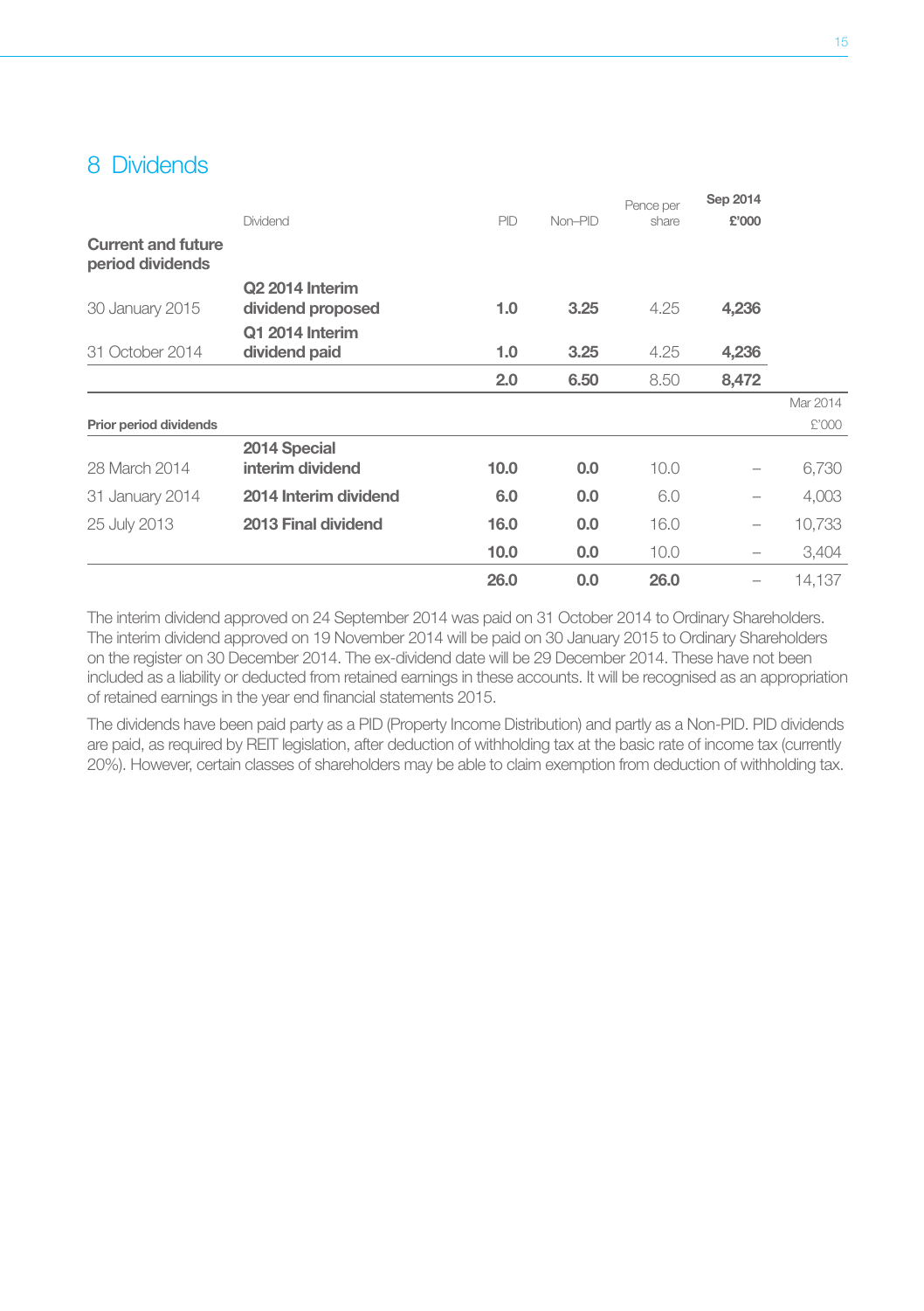## 8 Dividends

| | Dividend | PID | Non–PID | Pence per share | Sep 2014 £'000 | |
|---|---|---|---|---|---|---|
| **Current and future period dividends** | | | | | | |
| 30 January 2015 | **Q2 2014 Interim dividend proposed** | **1.0** | **3.25** | 4.25 | **4,236** | |
| 31 October 2014 | **Q1 2014 Interim dividend paid** | **1.0** | **3.25** | 4.25 | **4,236** | |
| | | **2.0** | **6.50** | 8.50 | **8,472** | |
| **Prior period dividends** | | | | | | Mar 2014 £'000 |
| 28 March 2014 | **2014 Special interim dividend** | **10.0** | **0.0** | 10.0 | – | 6,730 |
| 31 January 2014 | **2014 Interim dividend** | **6.0** | **0.0** | 6.0 | – | 4,003 |
| 25 July 2013 | **2013 Final dividend** | **16.0** | **0.0** | 16.0 | – | 10,733 |
| | | **10.0** | **0.0** | 10.0 | – | 3,404 |
| | | **26.0** | **0.0** | **26.0** | – | 14,137 |

The interim dividend approved on 24 September 2014 was paid on 31 October 2014 to Ordinary Shareholders. The interim dividend approved on 19 November 2014 will be paid on 30 January 2015 to Ordinary Shareholders on the register on 30 December 2014. The ex-dividend date will be 29 December 2014. These have not been included as a liability or deducted from retained earnings in these accounts. It will be recognised as an appropriation of retained earnings in the year end financial statements 2015.

The dividends have been paid party as a PID (Property Income Distribution) and partly as a Non-PID. PID dividends are paid, as required by REIT legislation, after deduction of withholding tax at the basic rate of income tax (currently 20%). However, certain classes of shareholders may be able to claim exemption from deduction of withholding tax.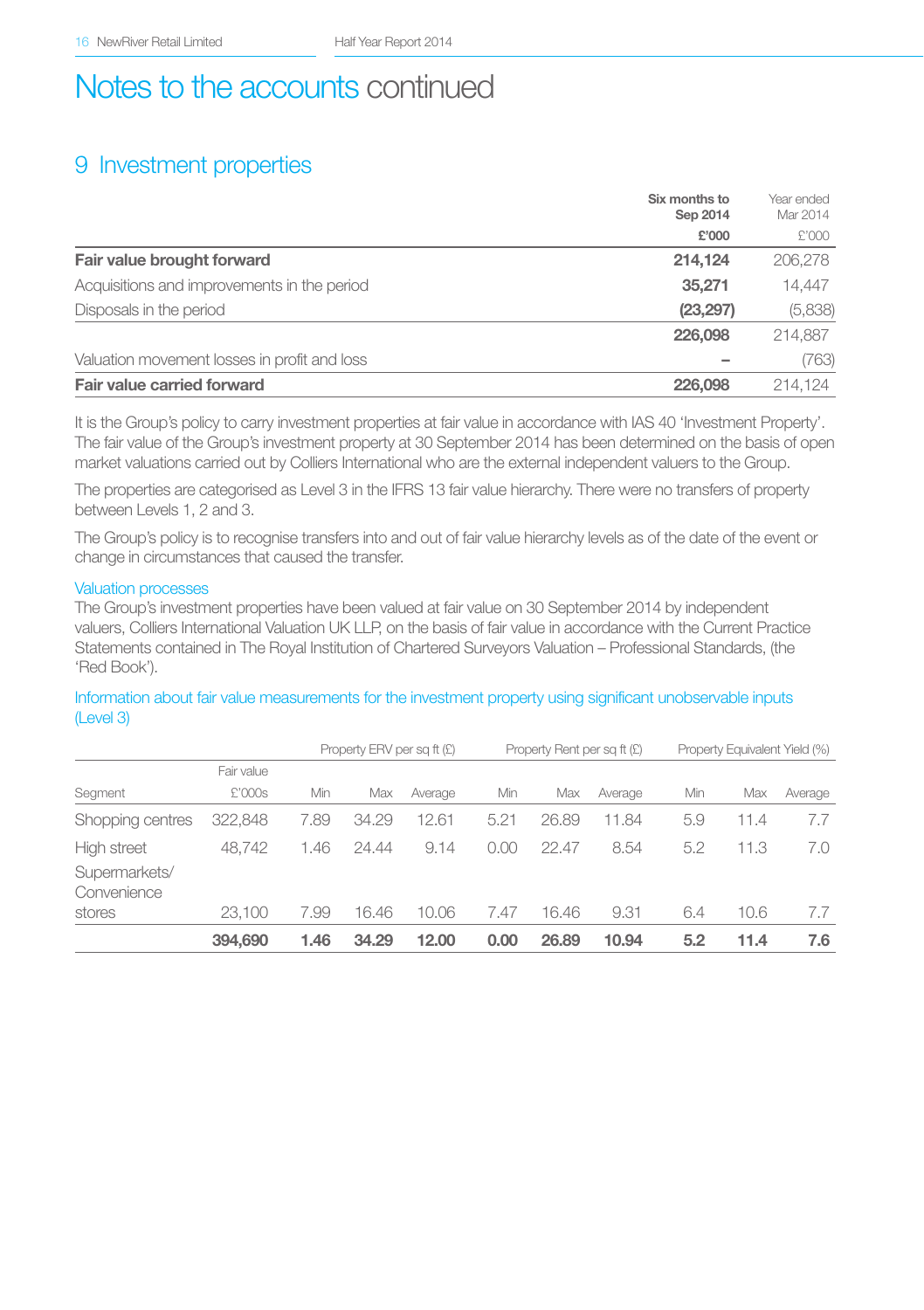# Notes to the accounts continued

## 9 Investment properties

| | Six months to Sep 2014 £'000 | Year ended Mar 2014 £'000 |
|---|---|---|
| **Fair value brought forward** | **214,124** | 206,278 |
| Acquisitions and improvements in the period | **35,271** | 14,447 |
| Disposals in the period | **(23,297)** | (5,838) |
| | **226,098** | 214,887 |
| Valuation movement losses in profit and loss | **–** | (763) |
| **Fair value carried forward** | **226,098** | 214,124 |

It is the Group's policy to carry investment properties at fair value in accordance with IAS 40 'Investment Property'. The fair value of the Group's investment property at 30 September 2014 has been determined on the basis of open market valuations carried out by Colliers International who are the external independent valuers to the Group.

The properties are categorised as Level 3 in the IFRS 13 fair value hierarchy. There were no transfers of property between Levels 1, 2 and 3.

The Group's policy is to recognise transfers into and out of fair value hierarchy levels as of the date of the event or change in circumstances that caused the transfer.

### Valuation processes

The Group's investment properties have been valued at fair value on 30 September 2014 by independent valuers, Colliers International Valuation UK LLP, on the basis of fair value in accordance with the Current Practice Statements contained in The Royal Institution of Chartered Surveyors Valuation – Professional Standards, (the 'Red Book').

### Information about fair value measurements for the investment property using significant unobservable inputs (Level 3)

| | | Property ERV per sq ft (£) | | | Property Rent per sq ft (£) | | | Property Equivalent Yield (%) | | |
|---|---|---|---|---|---|---|---|---|---|---|
| Segment | Fair value £'000s | Min | Max | Average | Min | Max | Average | Min | Max | Average |
| Shopping centres | 322,848 | 7.89 | 34.29 | 12.61 | 5.21 | 26.89 | 11.84 | 5.9 | 11.4 | 7.7 |
| High street | 48,742 | 1.46 | 24.44 | 9.14 | 0.00 | 22.47 | 8.54 | 5.2 | 11.3 | 7.0 |
| Supermarkets/ Convenience stores | 23,100 | 7.99 | 16.46 | 10.06 | 7.47 | 16.46 | 9.31 | 6.4 | 10.6 | 7.7 |
| | **394,690** | **1.46** | **34.29** | **12.00** | **0.00** | **26.89** | **10.94** | **5.2** | **11.4** | **7.6** |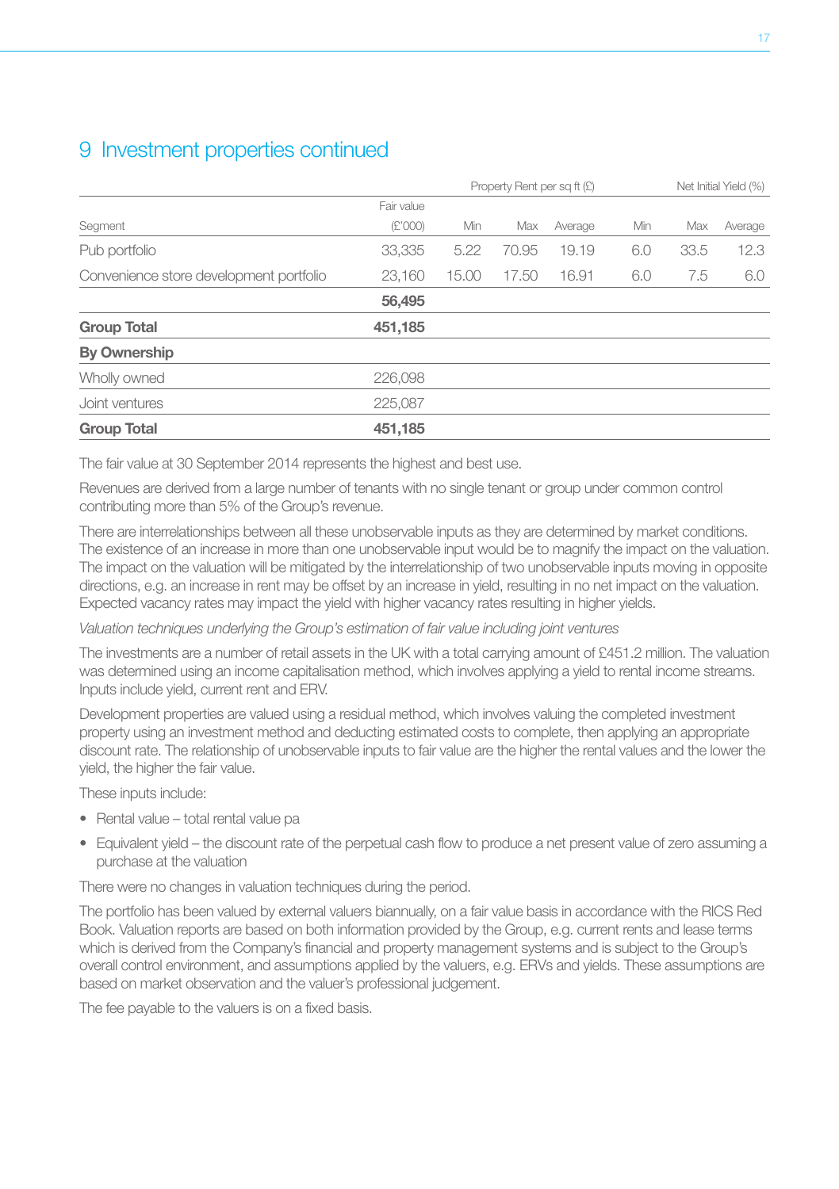## 9 Investment properties continued

| | | Property Rent per sq ft (£) | | | Net Initial Yield (%) | | |
|---|---|---|---|---|---|---|---|
| Segment | Fair value (£'000) | Min | Max | Average | Min | Max | Average |
| Pub portfolio | 33,335 | 5.22 | 70.95 | 19.19 | 6.0 | 33.5 | 12.3 |
| Convenience store development portfolio | 23,160 | 15.00 | 17.50 | 16.91 | 6.0 | 7.5 | 6.0 |
| | **56,495** | | | | | | |
| **Group Total** | **451,185** | | | | | | |
| **By Ownership** | | | | | | | |
| Wholly owned | 226,098 | | | | | | |
| Joint ventures | 225,087 | | | | | | |
| **Group Total** | **451,185** | | | | | | |

The fair value at 30 September 2014 represents the highest and best use.

Revenues are derived from a large number of tenants with no single tenant or group under common control contributing more than 5% of the Group's revenue.

There are interrelationships between all these unobservable inputs as they are determined by market conditions. The existence of an increase in more than one unobservable input would be to magnify the impact on the valuation. The impact on the valuation will be mitigated by the interrelationship of two unobservable inputs moving in opposite directions, e.g. an increase in rent may be offset by an increase in yield, resulting in no net impact on the valuation. Expected vacancy rates may impact the yield with higher vacancy rates resulting in higher yields.

*Valuation techniques underlying the Group's estimation of fair value including joint ventures*

The investments are a number of retail assets in the UK with a total carrying amount of £451.2 million. The valuation was determined using an income capitalisation method, which involves applying a yield to rental income streams. Inputs include yield, current rent and ERV.

Development properties are valued using a residual method, which involves valuing the completed investment property using an investment method and deducting estimated costs to complete, then applying an appropriate discount rate. The relationship of unobservable inputs to fair value are the higher the rental values and the lower the yield, the higher the fair value.

These inputs include:

- Rental value – total rental value pa
- Equivalent yield – the discount rate of the perpetual cash flow to produce a net present value of zero assuming a purchase at the valuation

There were no changes in valuation techniques during the period.

The portfolio has been valued by external valuers biannually, on a fair value basis in accordance with the RICS Red Book. Valuation reports are based on both information provided by the Group, e.g. current rents and lease terms which is derived from the Company's financial and property management systems and is subject to the Group's overall control environment, and assumptions applied by the valuers, e.g. ERVs and yields. These assumptions are based on market observation and the valuer's professional judgement.

The fee payable to the valuers is on a fixed basis.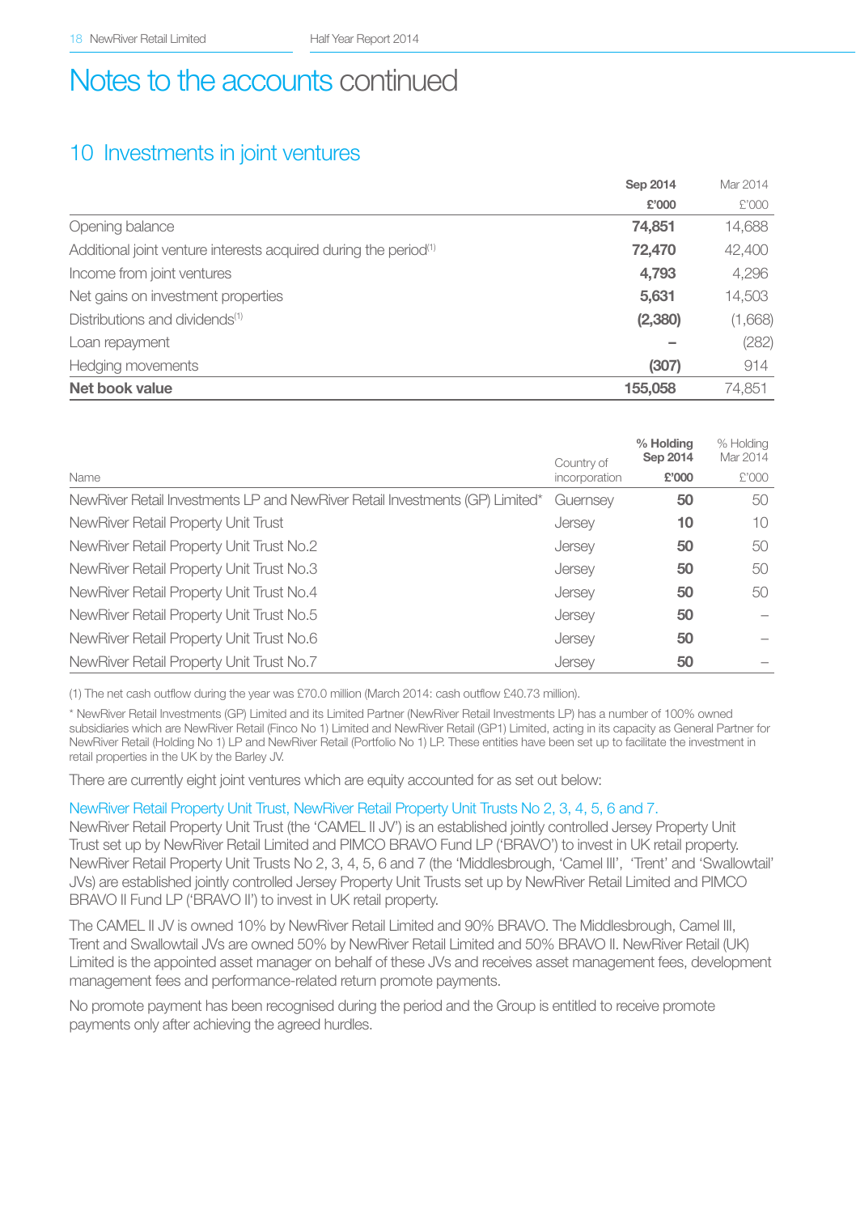# Notes to the accounts continued

## 10 Investments in joint ventures

| | Sep 2014 £'000 | Mar 2014 £'000 |
|---|---|---|
| Opening balance | **74,851** | 14,688 |
| Additional joint venture interests acquired during the period[1] | **72,470** | 42,400 |
| Income from joint ventures | **4,793** | 4,296 |
| Net gains on investment properties | **5,631** | 14,503 |
| Distributions and dividends[1] | **(2,380)** | (1,668) |
| Loan repayment | **–** | (282) |
| Hedging movements | **(307)** | 914 |
| **Net book value** | **155,058** | 74,851 |

| Name | Country of incorporation | % Holding Sep 2014 £'000 | % Holding Mar 2014 £'000 |
|---|---|---|---|
| NewRiver Retail Investments LP and NewRiver Retail Investments (GP) Limited* | Guernsey | **50** | 50 |
| NewRiver Retail Property Unit Trust | Jersey | **10** | 10 |
| NewRiver Retail Property Unit Trust No.2 | Jersey | **50** | 50 |
| NewRiver Retail Property Unit Trust No.3 | Jersey | **50** | 50 |
| NewRiver Retail Property Unit Trust No.4 | Jersey | **50** | 50 |
| NewRiver Retail Property Unit Trust No.5 | Jersey | **50** | – |
| NewRiver Retail Property Unit Trust No.6 | Jersey | **50** | – |
| NewRiver Retail Property Unit Trust No.7 | Jersey | **50** | – |

(1) The net cash outflow during the year was £70.0 million (March 2014: cash outflow £40.73 million).

* NewRiver Retail Investments (GP) Limited and its Limited Partner (NewRiver Retail Investments LP) has a number of 100% owned subsidiaries which are NewRiver Retail (Finco No 1) Limited and NewRiver Retail (GP1) Limited, acting in its capacity as General Partner for NewRiver Retail (Holding No 1) LP and NewRiver Retail (Portfolio No 1) LP. These entities have been set up to facilitate the investment in retail properties in the UK by the Barley JV.

There are currently eight joint ventures which are equity accounted for as set out below:

### NewRiver Retail Property Unit Trust, NewRiver Retail Property Unit Trusts No 2, 3, 4, 5, 6 and 7.

NewRiver Retail Property Unit Trust (the 'CAMEL II JV') is an established jointly controlled Jersey Property Unit Trust set up by NewRiver Retail Limited and PIMCO BRAVO Fund LP ('BRAVO') to invest in UK retail property. NewRiver Retail Property Unit Trusts No 2, 3, 4, 5, 6 and 7 (the 'Middlesbrough, 'Camel III', 'Trent' and 'Swallowtail' JVs) are established jointly controlled Jersey Property Unit Trusts set up by NewRiver Retail Limited and PIMCO BRAVO II Fund LP ('BRAVO II') to invest in UK retail property.

The CAMEL II JV is owned 10% by NewRiver Retail Limited and 90% BRAVO. The Middlesbrough, Camel III, Trent and Swallowtail JVs are owned 50% by NewRiver Retail Limited and 50% BRAVO II. NewRiver Retail (UK) Limited is the appointed asset manager on behalf of these JVs and receives asset management fees, development management fees and performance-related return promote payments.

No promote payment has been recognised during the period and the Group is entitled to receive promote payments only after achieving the agreed hurdles.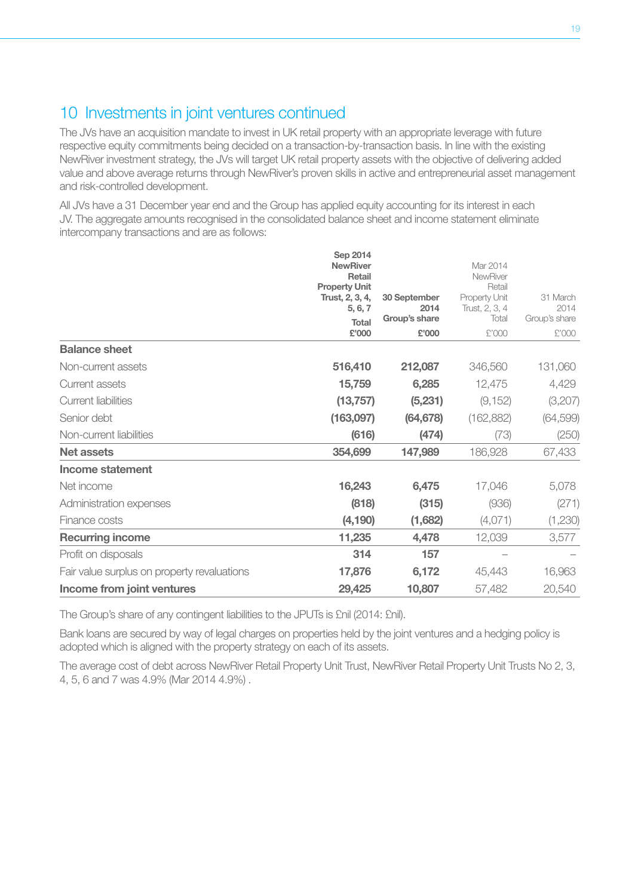## 10 Investments in joint ventures continued

The JVs have an acquisition mandate to invest in UK retail property with an appropriate leverage with future respective equity commitments being decided on a transaction-by-transaction basis. In line with the existing NewRiver investment strategy, the JVs will target UK retail property assets with the objective of delivering added value and above average returns through NewRiver's proven skills in active and entrepreneurial asset management and risk-controlled development.

All JVs have a 31 December year end and the Group has applied equity accounting for its interest in each JV. The aggregate amounts recognised in the consolidated balance sheet and income statement eliminate intercompany transactions and are as follows:

| | **Sep 2014 NewRiver Retail Property Unit Trust, 2, 3, 4, 5, 6, 7 Total £'000** | **30 September 2014 Group's share £'000** | Mar 2014 NewRiver Retail Property Unit Trust, 2, 3, 4 Total £'000 | 31 March 2014 Group's share £'000 |
|---|---|---|---|---|
| **Balance sheet** | | | | |
| Non-current assets | **516,410** | **212,087** | 346,560 | 131,060 |
| Current assets | **15,759** | **6,285** | 12,475 | 4,429 |
| Current liabilities | **(13,757)** | **(5,231)** | (9,152) | (3,207) |
| Senior debt | **(163,097)** | **(64,678)** | (162,882) | (64,599) |
| Non-current liabilities | **(616)** | **(474)** | (73) | (250) |
| **Net assets** | **354,699** | **147,989** | 186,928 | 67,433 |
| **Income statement** | | | | |
| Net income | **16,243** | **6,475** | 17,046 | 5,078 |
| Administration expenses | **(818)** | **(315)** | (936) | (271) |
| Finance costs | **(4,190)** | **(1,682)** | (4,071) | (1,230) |
| **Recurring income** | **11,235** | **4,478** | 12,039 | 3,577 |
| Profit on disposals | **314** | **157** | – | – |
| Fair value surplus on property revaluations | **17,876** | **6,172** | 45,443 | 16,963 |
| **Income from joint ventures** | **29,425** | **10,807** | 57,482 | 20,540 |

The Group's share of any contingent liabilities to the JPUTs is £nil (2014: £nil).

Bank loans are secured by way of legal charges on properties held by the joint ventures and a hedging policy is adopted which is aligned with the property strategy on each of its assets.

The average cost of debt across NewRiver Retail Property Unit Trust, NewRiver Retail Property Unit Trusts No 2, 3, 4, 5, 6 and 7 was 4.9% (Mar 2014 4.9%) .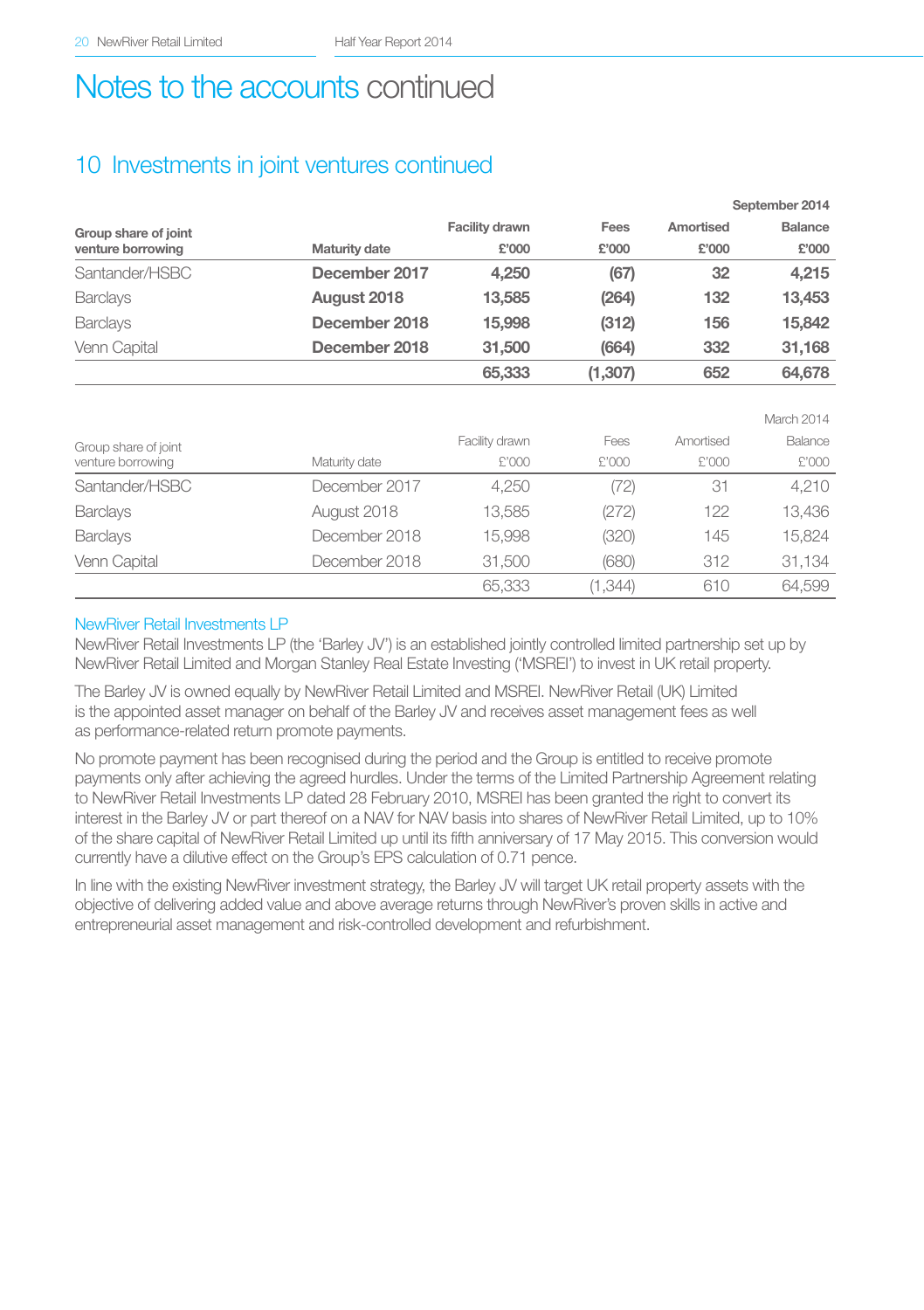# Notes to the accounts continued

## 10 Investments in joint ventures continued

| Group share of joint venture borrowing | Maturity date | Facility drawn £'000 | Fees £'000 | Amortised £'000 | September 2014 Balance £'000 |
|---|---|---|---|---|---|
| Santander/HSBC | **December 2017** | **4,250** | **(67)** | **32** | **4,215** |
| Barclays | **August 2018** | **13,585** | **(264)** | **132** | **13,453** |
| Barclays | **December 2018** | **15,998** | **(312)** | **156** | **15,842** |
| Venn Capital | **December 2018** | **31,500** | **(664)** | **332** | **31,168** |
| | | **65,333** | **(1,307)** | **652** | **64,678** |

| Group share of joint venture borrowing | Maturity date | Facility drawn £'000 | Fees £'000 | Amortised £'000 | March 2014 Balance £'000 |
|---|---|---|---|---|---|
| Santander/HSBC | December 2017 | 4,250 | (72) | 31 | 4,210 |
| Barclays | August 2018 | 13,585 | (272) | 122 | 13,436 |
| Barclays | December 2018 | 15,998 | (320) | 145 | 15,824 |
| Venn Capital | December 2018 | 31,500 | (680) | 312 | 31,134 |
| | | 65,333 | (1,344) | 610 | 64,599 |

### NewRiver Retail Investments LP

NewRiver Retail Investments LP (the 'Barley JV') is an established jointly controlled limited partnership set up by NewRiver Retail Limited and Morgan Stanley Real Estate Investing ('MSREI') to invest in UK retail property.

The Barley JV is owned equally by NewRiver Retail Limited and MSREI. NewRiver Retail (UK) Limited is the appointed asset manager on behalf of the Barley JV and receives asset management fees as well as performance-related return promote payments.

No promote payment has been recognised during the period and the Group is entitled to receive promote payments only after achieving the agreed hurdles. Under the terms of the Limited Partnership Agreement relating to NewRiver Retail Investments LP dated 28 February 2010, MSREI has been granted the right to convert its interest in the Barley JV or part thereof on a NAV for NAV basis into shares of NewRiver Retail Limited, up to 10% of the share capital of NewRiver Retail Limited up until its fifth anniversary of 17 May 2015. This conversion would currently have a dilutive effect on the Group's EPS calculation of 0.71 pence.

In line with the existing NewRiver investment strategy, the Barley JV will target UK retail property assets with the objective of delivering added value and above average returns through NewRiver's proven skills in active and entrepreneurial asset management and risk-controlled development and refurbishment.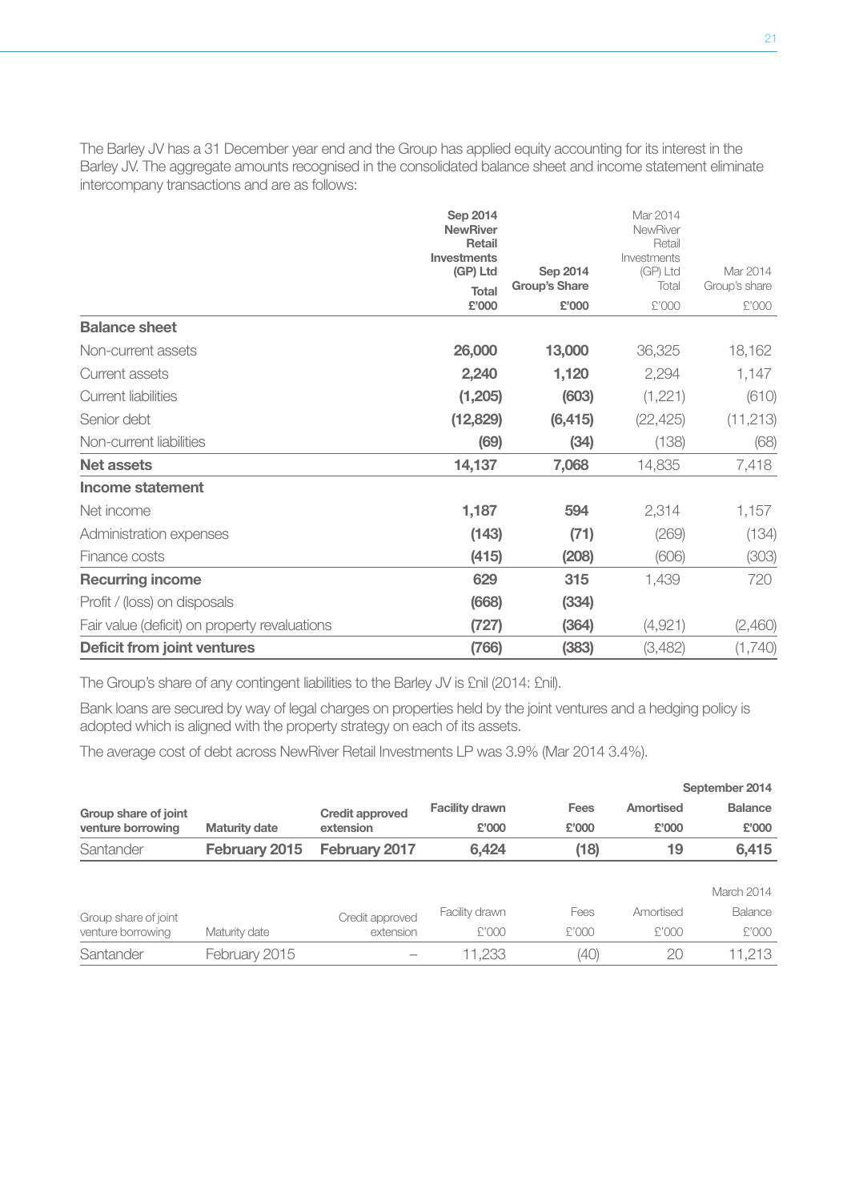The Barley JV has a 31 December year end and the Group has applied equity accounting for its interest in the Barley JV. The aggregate amounts recognised in the consolidated balance sheet and income statement eliminate intercompany transactions and are as follows:

| | Sep 2014 NewRiver Retail Investments (GP) Ltd Total £'000 | Sep 2014 Group's Share £'000 | Mar 2014 NewRiver Retail Investments (GP) Ltd Total £'000 | Mar 2014 Group's share £'000 |
|---|---|---|---|---|
| **Balance sheet** | | | | |
| Non-current assets | **26,000** | **13,000** | 36,325 | 18,162 |
| Current assets | **2,240** | **1,120** | 2,294 | 1,147 |
| Current liabilities | **(1,205)** | **(603)** | (1,221) | (610) |
| Senior debt | **(12,829)** | **(6,415)** | (22,425) | (11,213) |
| Non-current liabilities | **(69)** | **(34)** | (138) | (68) |
| **Net assets** | **14,137** | **7,068** | 14,835 | 7,418 |
| **Income statement** | | | | |
| Net income | **1,187** | **594** | 2,314 | 1,157 |
| Administration expenses | **(143)** | **(71)** | (269) | (134) |
| Finance costs | **(415)** | **(208)** | (606) | (303) |
| **Recurring income** | **629** | **315** | 1,439 | 720 |
| Profit / (loss) on disposals | **(668)** | **(334)** | | |
| Fair value (deficit) on property revaluations | **(727)** | **(364)** | (4,921) | (2,460) |
| **Deficit from joint ventures** | **(766)** | **(383)** | (3,482) | (1,740) |

The Group's share of any contingent liabilities to the Barley JV is £nil (2014: £nil).

Bank loans are secured by way of legal charges on properties held by the joint ventures and a hedging policy is adopted which is aligned with the property strategy on each of its assets.

The average cost of debt across NewRiver Retail Investments LP was 3.9% (Mar 2014 3.4%).

| | | | | | | **September 2014** |
|---|---|---|---|---|---|---|
| **Group share of joint venture borrowing** | **Maturity date** | **Credit approved extension** | **Facility drawn £'000** | **Fees £'000** | **Amortised £'000** | **Balance £'000** |
| Santander | **February 2015** | **February 2017** | **6,424** | **(18)** | **19** | **6,415** |

| | | | | | | March 2014 |
|---|---|---|---|---|---|---|
| Group share of joint venture borrowing | Maturity date | Credit approved extension | Facility drawn £'000 | Fees £'000 | Amortised £'000 | Balance £'000 |
| Santander | February 2015 | – | 11,233 | (40) | 20 | 11,213 |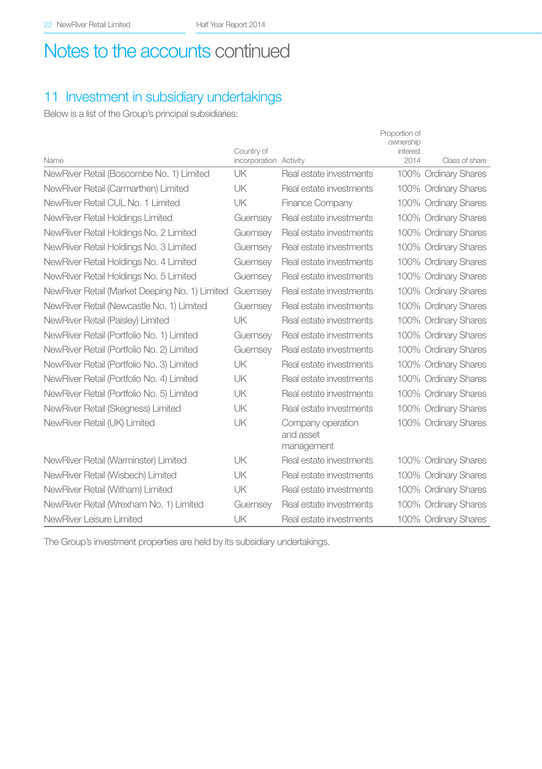# Notes to the accounts continued

## 11 Investment in subsidiary undertakings

Below is a list of the Group's principal subsidiaries:

| Name | Country of incorporation | Activity | Proportion of ownership interest 2014 | Class of share |
|---|---|---|---|---|
| NewRiver Retail (Boscombe No. 1) Limited | UK | Real estate investments | 100% | Ordinary Shares |
| NewRiver Retail (Carmarthen) Limited | UK | Real estate investments | 100% | Ordinary Shares |
| NewRiver Retail CUL No. 1 Limited | UK | Finance Company | 100% | Ordinary Shares |
| NewRiver Retail Holdings Limited | Guernsey | Real estate investments | 100% | Ordinary Shares |
| NewRiver Retail Holdings No. 2 Limited | Guernsey | Real estate investments | 100% | Ordinary Shares |
| NewRiver Retail Holdings No. 3 Limited | Guernsey | Real estate investments | 100% | Ordinary Shares |
| NewRiver Retail Holdings No. 4 Limited | Guernsey | Real estate investments | 100% | Ordinary Shares |
| NewRiver Retail Holdings No. 5 Limited | Guernsey | Real estate investments | 100% | Ordinary Shares |
| NewRiver Retail (Market Deeping No. 1) Limited | Guernsey | Real estate investments | 100% | Ordinary Shares |
| NewRiver Retail (Newcastle No. 1) Limited | Guernsey | Real estate investments | 100% | Ordinary Shares |
| NewRiver Retail (Paisley) Limited | UK | Real estate investments | 100% | Ordinary Shares |
| NewRiver Retail (Portfolio No. 1) Limited | Guernsey | Real estate investments | 100% | Ordinary Shares |
| NewRiver Retail (Portfolio No. 2) Limited | Guernsey | Real estate investments | 100% | Ordinary Shares |
| NewRiver Retail (Portfolio No. 3) Limited | UK | Real estate investments | 100% | Ordinary Shares |
| NewRiver Retail (Portfolio No. 4) Limited | UK | Real estate investments | 100% | Ordinary Shares |
| NewRiver Retail (Portfolio No. 5) Limited | UK | Real estate investments | 100% | Ordinary Shares |
| NewRiver Retail (Skegness) Limited | UK | Real estate investments | 100% | Ordinary Shares |
| NewRiver Retail (UK) Limited | UK | Company operation and asset management | 100% | Ordinary Shares |
| NewRiver Retail (Warminster) Limited | UK | Real estate investments | 100% | Ordinary Shares |
| NewRiver Retail (Wisbech) Limited | UK | Real estate investments | 100% | Ordinary Shares |
| NewRiver Retail (Witham) Limited | UK | Real estate investments | 100% | Ordinary Shares |
| NewRiver Retail (Wrexham No. 1) Limited | Guernsey | Real estate investments | 100% | Ordinary Shares |
| NewRiver Leisure Limited | UK | Real estate investments | 100% | Ordinary Shares |

The Group's investment properties are held by its subsidiary undertakings.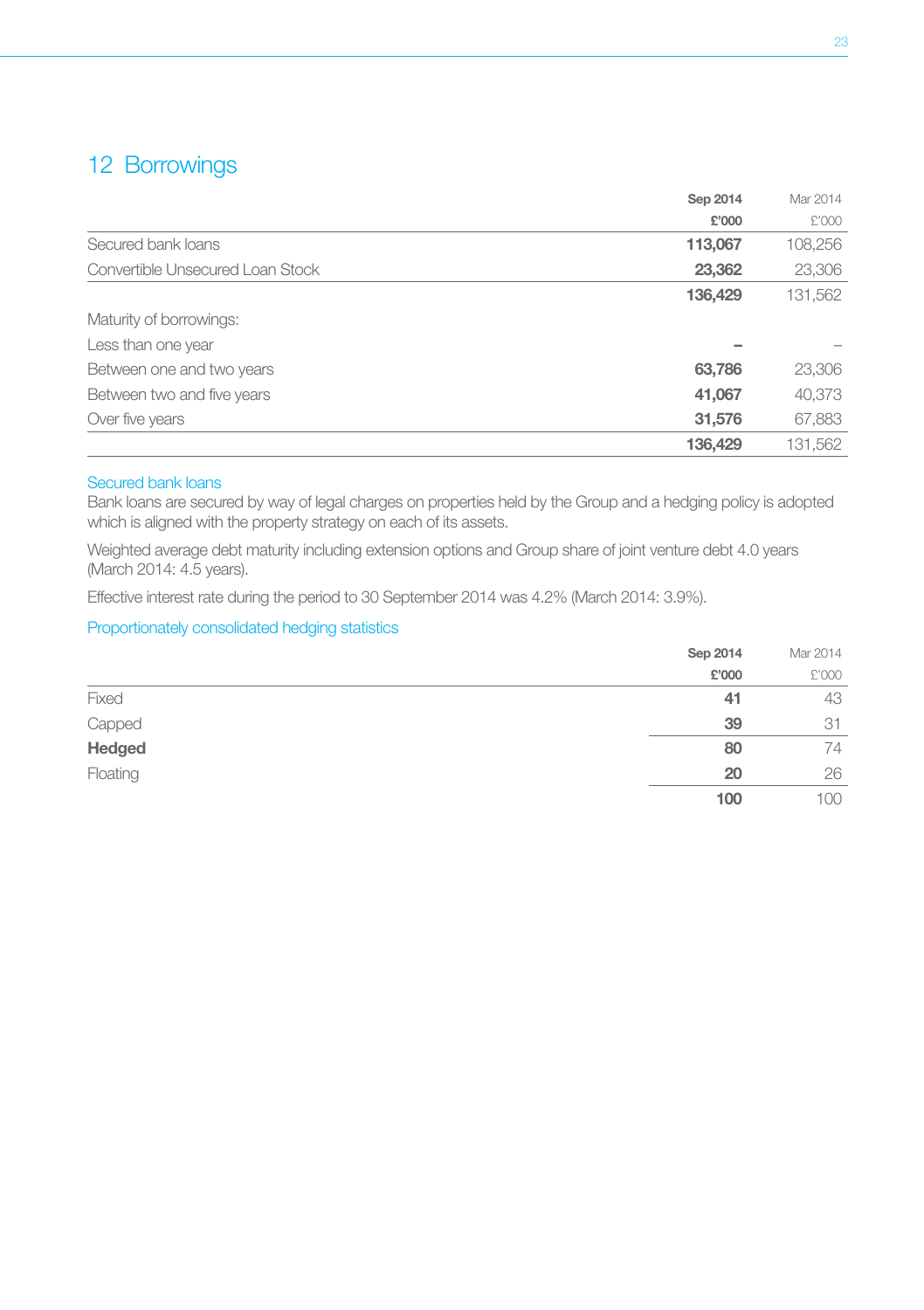## 12 Borrowings

| | Sep 2014 £'000 | Mar 2014 £'000 |
|---|---|---|
| Secured bank loans | **113,067** | 108,256 |
| Convertible Unsecured Loan Stock | **23,362** | 23,306 |
| | **136,429** | 131,562 |
| Maturity of borrowings: | | |
| Less than one year | **–** | – |
| Between one and two years | **63,786** | 23,306 |
| Between two and five years | **41,067** | 40,373 |
| Over five years | **31,576** | 67,883 |
| | **136,429** | 131,562 |

### Secured bank loans

Bank loans are secured by way of legal charges on properties held by the Group and a hedging policy is adopted which is aligned with the property strategy on each of its assets.

Weighted average debt maturity including extension options and Group share of joint venture debt 4.0 years (March 2014: 4.5 years).

Effective interest rate during the period to 30 September 2014 was 4.2% (March 2014: 3.9%).

### Proportionately consolidated hedging statistics

| | Sep 2014 £'000 | Mar 2014 £'000 |
|---|---|---|
| Fixed | **41** | 43 |
| Capped | **39** | 31 |
| **Hedged** | **80** | 74 |
| Floating | **20** | 26 |
| | **100** | 100 |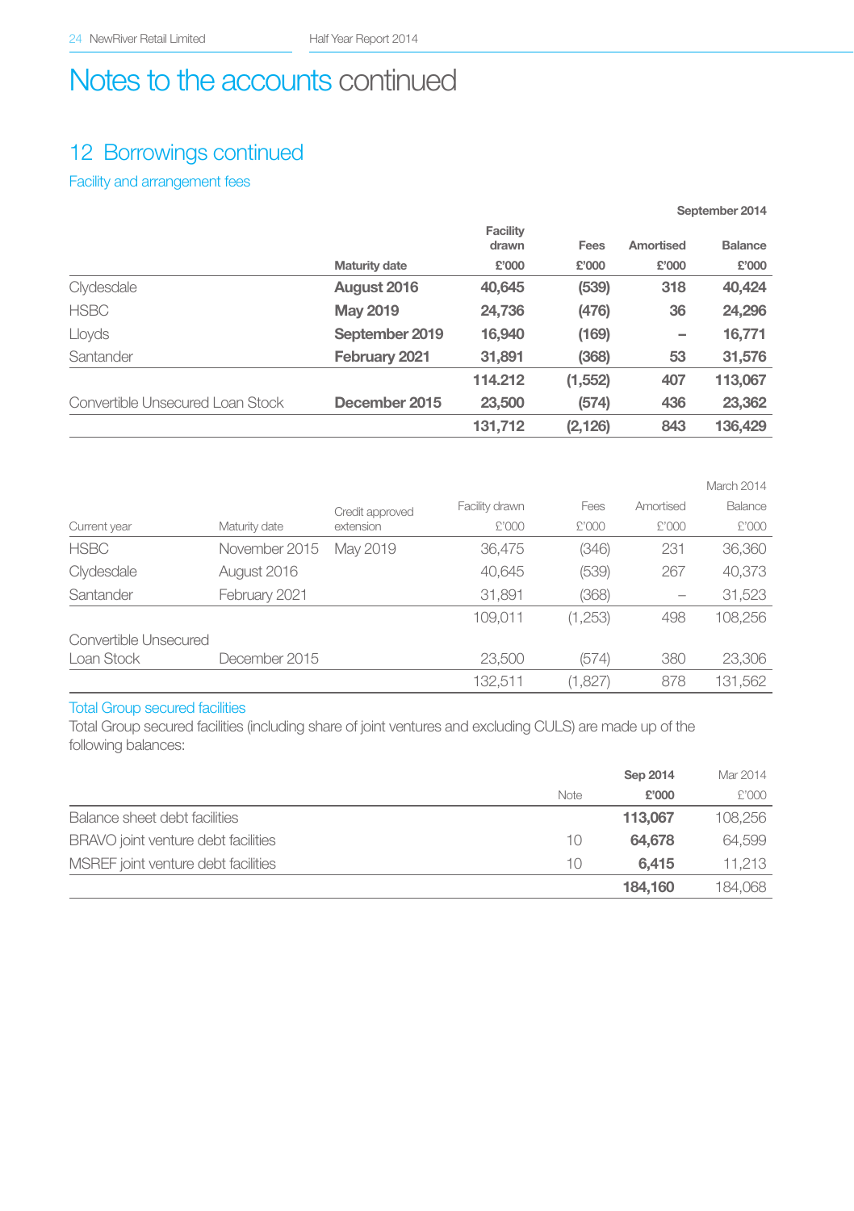# Notes to the accounts continued

## 12 Borrowings continued

### Facility and arrangement fees

| | Maturity date | Facility drawn £'000 | Fees £'000 | Amortised £'000 | Balance £'000 |
|---|---|---|---|---|---|
| | | | | | **September 2014** |
| Clydesdale | **August 2016** | **40,645** | **(539)** | **318** | **40,424** |
| HSBC | **May 2019** | **24,736** | **(476)** | **36** | **24,296** |
| Lloyds | **September 2019** | **16,940** | **(169)** | **–** | **16,771** |
| Santander | **February 2021** | **31,891** | **(368)** | **53** | **31,576** |
| | | **114.212** | **(1,552)** | **407** | **113,067** |
| Convertible Unsecured Loan Stock | **December 2015** | **23,500** | **(574)** | **436** | **23,362** |
| | | **131,712** | **(2,126)** | **843** | **136,429** |

| Current year | Maturity date | Credit approved extension | Facility drawn £'000 | Fees £'000 | Amortised £'000 | Balance £'000 |
|---|---|---|---|---|---|---|
| | | | | | | March 2014 |
| HSBC | November 2015 | May 2019 | 36,475 | (346) | 231 | 36,360 |
| Clydesdale | August 2016 | | 40,645 | (539) | 267 | 40,373 |
| Santander | February 2021 | | 31,891 | (368) | – | 31,523 |
| | | | 109,011 | (1,253) | 498 | 108,256 |
| Convertible Unsecured Loan Stock | December 2015 | | 23,500 | (574) | 380 | 23,306 |
| | | | 132,511 | (1,827) | 878 | 131,562 |

### Total Group secured facilities

Total Group secured facilities (including share of joint ventures and excluding CULS) are made up of the following balances:

| | Note | Sep 2014 £'000 | Mar 2014 £'000 |
|---|---|---|---|
| Balance sheet debt facilities | | **113,067** | 108,256 |
| BRAVO joint venture debt facilities | 10 | **64,678** | 64,599 |
| MSREF joint venture debt facilities | 10 | **6,415** | 11,213 |
| | | **184,160** | 184,068 |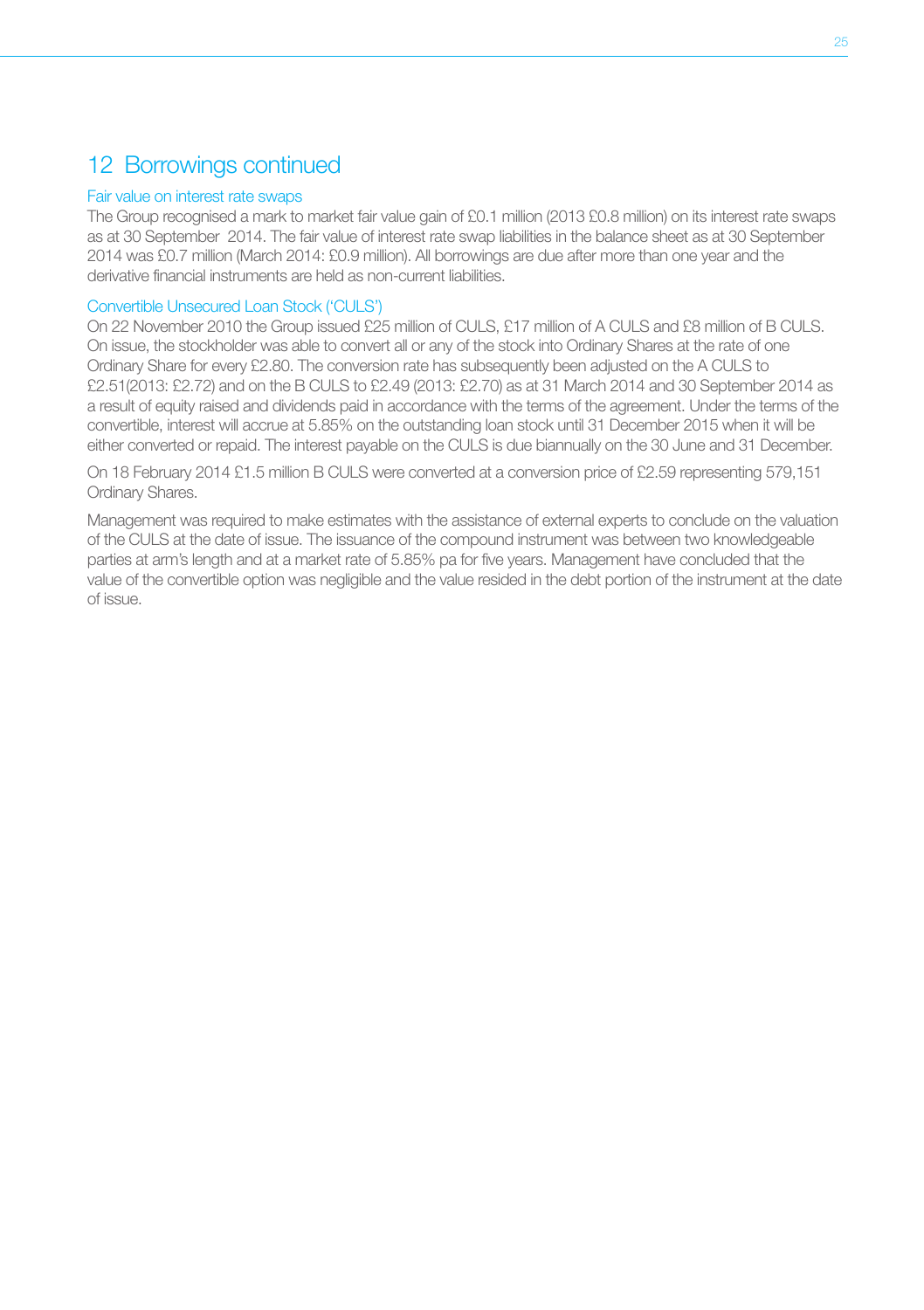## 12 Borrowings continued

### Fair value on interest rate swaps

The Group recognised a mark to market fair value gain of £0.1 million (2013 £0.8 million) on its interest rate swaps as at 30 September 2014. The fair value of interest rate swap liabilities in the balance sheet as at 30 September 2014 was £0.7 million (March 2014: £0.9 million). All borrowings are due after more than one year and the derivative financial instruments are held as non-current liabilities.

### Convertible Unsecured Loan Stock ('CULS')

On 22 November 2010 the Group issued £25 million of CULS, £17 million of A CULS and £8 million of B CULS. On issue, the stockholder was able to convert all or any of the stock into Ordinary Shares at the rate of one Ordinary Share for every £2.80. The conversion rate has subsequently been adjusted on the A CULS to £2.51(2013: £2.72) and on the B CULS to £2.49 (2013: £2.70) as at 31 March 2014 and 30 September 2014 as a result of equity raised and dividends paid in accordance with the terms of the agreement. Under the terms of the convertible, interest will accrue at 5.85% on the outstanding loan stock until 31 December 2015 when it will be either converted or repaid. The interest payable on the CULS is due biannually on the 30 June and 31 December.

On 18 February 2014 £1.5 million B CULS were converted at a conversion price of £2.59 representing 579,151 Ordinary Shares.

Management was required to make estimates with the assistance of external experts to conclude on the valuation of the CULS at the date of issue. The issuance of the compound instrument was between two knowledgeable parties at arm's length and at a market rate of 5.85% pa for five years. Management have concluded that the value of the convertible option was negligible and the value resided in the debt portion of the instrument at the date of issue.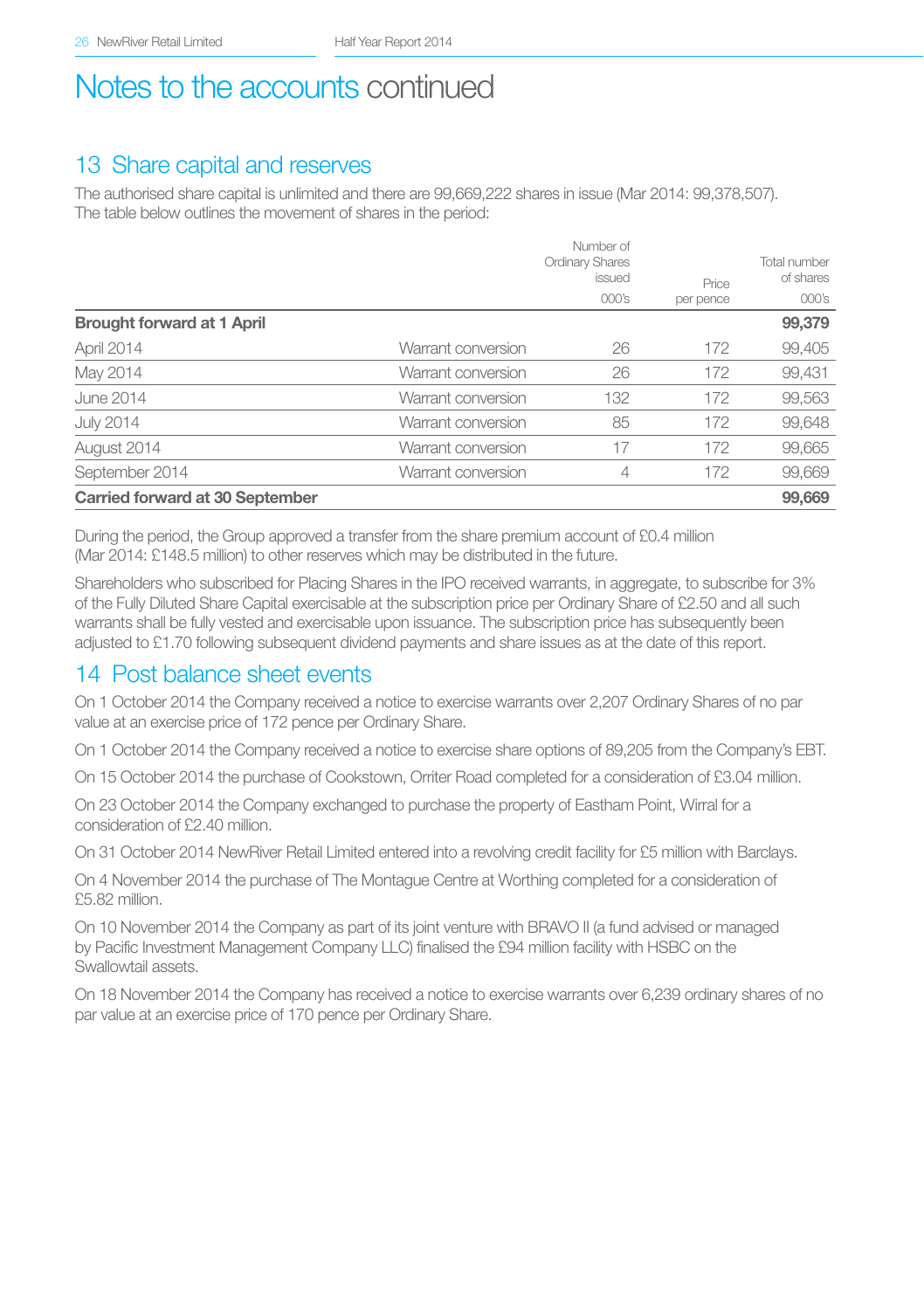# Notes to the accounts continued

## 13 Share capital and reserves

The authorised share capital is unlimited and there are 99,669,222 shares in issue (Mar 2014: 99,378,507). The table below outlines the movement of shares in the period:

| | | Number of Ordinary Shares issued 000's | Price per pence | Total number of shares 000's |
|---|---|---|---|---|
| **Brought forward at 1 April** | | | | **99,379** |
| April 2014 | Warrant conversion | 26 | 172 | 99,405 |
| May 2014 | Warrant conversion | 26 | 172 | 99,431 |
| June 2014 | Warrant conversion | 132 | 172 | 99,563 |
| July 2014 | Warrant conversion | 85 | 172 | 99,648 |
| August 2014 | Warrant conversion | 17 | 172 | 99,665 |
| September 2014 | Warrant conversion | 4 | 172 | 99,669 |
| **Carried forward at 30 September** | | | | **99,669** |

During the period, the Group approved a transfer from the share premium account of £0.4 million (Mar 2014: £148.5 million) to other reserves which may be distributed in the future.

Shareholders who subscribed for Placing Shares in the IPO received warrants, in aggregate, to subscribe for 3% of the Fully Diluted Share Capital exercisable at the subscription price per Ordinary Share of £2.50 and all such warrants shall be fully vested and exercisable upon issuance. The subscription price has subsequently been adjusted to £1.70 following subsequent dividend payments and share issues as at the date of this report.

## 14 Post balance sheet events

On 1 October 2014 the Company received a notice to exercise warrants over 2,207 Ordinary Shares of no par value at an exercise price of 172 pence per Ordinary Share.

On 1 October 2014 the Company received a notice to exercise share options of 89,205 from the Company's EBT.

On 15 October 2014 the purchase of Cookstown, Orriter Road completed for a consideration of £3.04 million.

On 23 October 2014 the Company exchanged to purchase the property of Eastham Point, Wirral for a consideration of £2.40 million.

On 31 October 2014 NewRiver Retail Limited entered into a revolving credit facility for £5 million with Barclays.

On 4 November 2014 the purchase of The Montague Centre at Worthing completed for a consideration of £5.82 million.

On 10 November 2014 the Company as part of its joint venture with BRAVO II (a fund advised or managed by Pacific Investment Management Company LLC) finalised the £94 million facility with HSBC on the Swallowtail assets.

On 18 November 2014 the Company has received a notice to exercise warrants over 6,239 ordinary shares of no par value at an exercise price of 170 pence per Ordinary Share.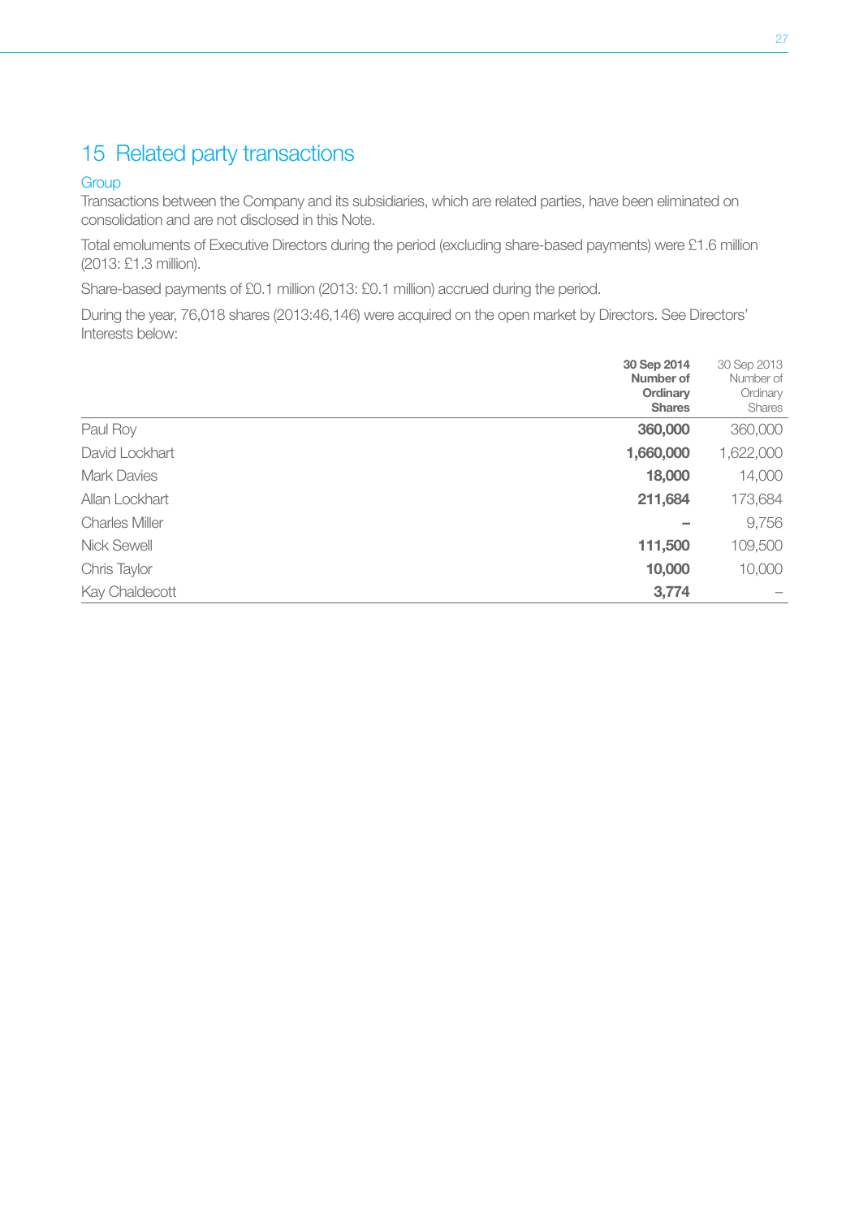## 15 Related party transactions

### Group

Transactions between the Company and its subsidiaries, which are related parties, have been eliminated on consolidation and are not disclosed in this Note.

Total emoluments of Executive Directors during the period (excluding share-based payments) were £1.6 million (2013: £1.3 million).

Share-based payments of £0.1 million (2013: £0.1 million) accrued during the period.

During the year, 76,018 shares (2013:46,146) were acquired on the open market by Directors. See Directors' Interests below:

| | **30 Sep 2014 Number of Ordinary Shares** | 30 Sep 2013 Number of Ordinary Shares |
|---|---|---|
| Paul Roy | **360,000** | 360,000 |
| David Lockhart | **1,660,000** | 1,622,000 |
| Mark Davies | **18,000** | 14,000 |
| Allan Lockhart | **211,684** | 173,684 |
| Charles Miller | **–** | 9,756 |
| Nick Sewell | **111,500** | 109,500 |
| Chris Taylor | **10,000** | 10,000 |
| Kay Chaldecott | **3,774** | – |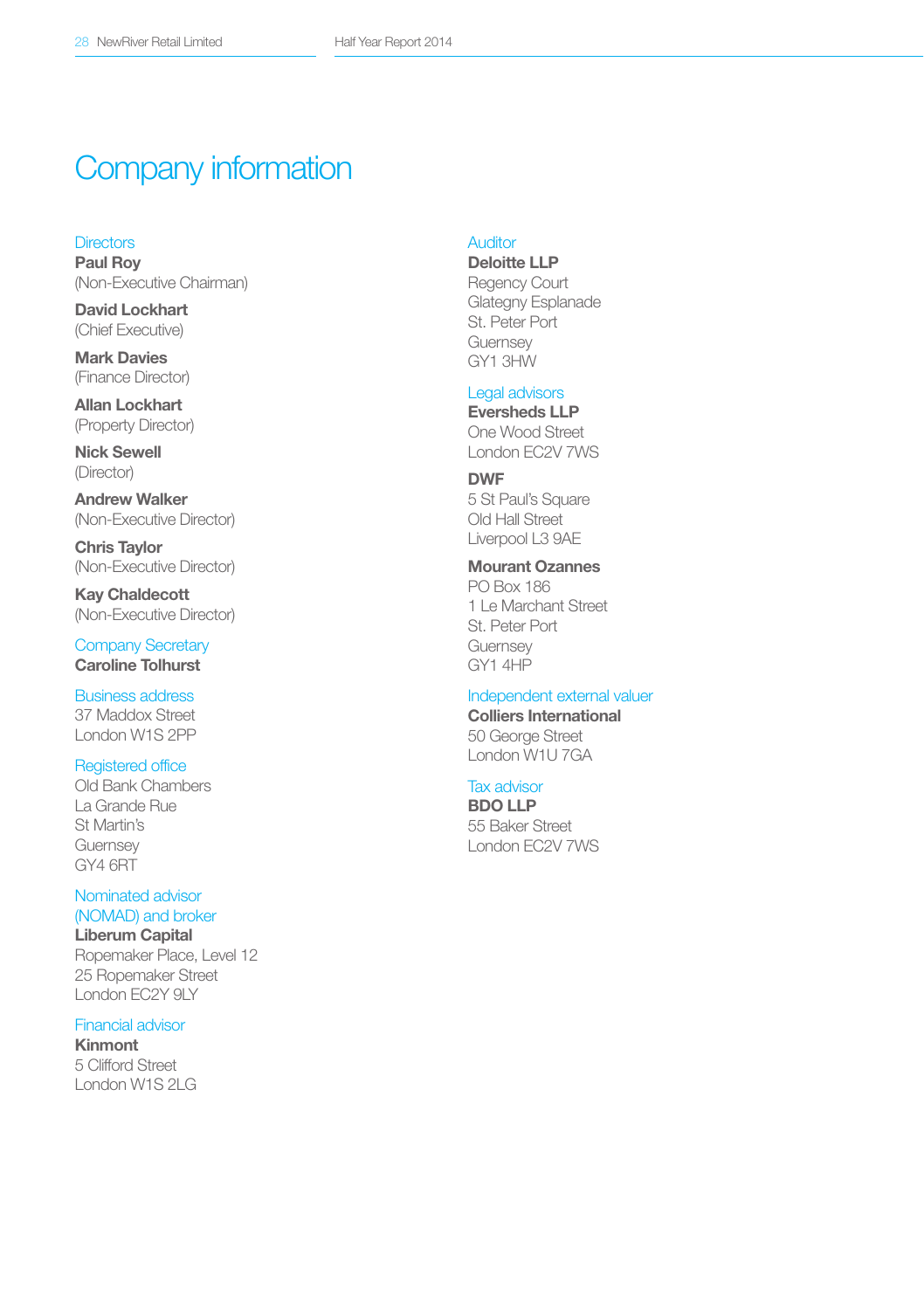# Company information

## Directors

**Paul Roy**
(Non-Executive Chairman)

**David Lockhart**
(Chief Executive)

**Mark Davies**
(Finance Director)

**Allan Lockhart**
(Property Director)

**Nick Sewell**
(Director)

**Andrew Walker**
(Non-Executive Director)

**Chris Taylor**
(Non-Executive Director)

**Kay Chaldecott**
(Non-Executive Director)

## Company Secretary

**Caroline Tolhurst**

## Business address

37 Maddox Street
London W1S 2PP

## Registered office

Old Bank Chambers
La Grande Rue
St Martin's
Guernsey
GY4 6RT

## Nominated advisor (NOMAD) and broker

**Liberum Capital**
Ropemaker Place, Level 12
25 Ropemaker Street
London EC2Y 9LY

## Financial advisor

**Kinmont**
5 Clifford Street
London W1S 2LG

## Auditor

**Deloitte LLP**
Regency Court
Glategny Esplanade
St. Peter Port
Guernsey
GY1 3HW

## Legal advisors

**Eversheds LLP**
One Wood Street
London EC2V 7WS

**DWF**
5 St Paul's Square
Old Hall Street
Liverpool L3 9AE

**Mourant Ozannes**
PO Box 186
1 Le Marchant Street
St. Peter Port
Guernsey
GY1 4HP

## Independent external valuer

**Colliers International**
50 George Street
London W1U 7GA

## Tax advisor

**BDO LLP**
55 Baker Street
London EC2V 7WS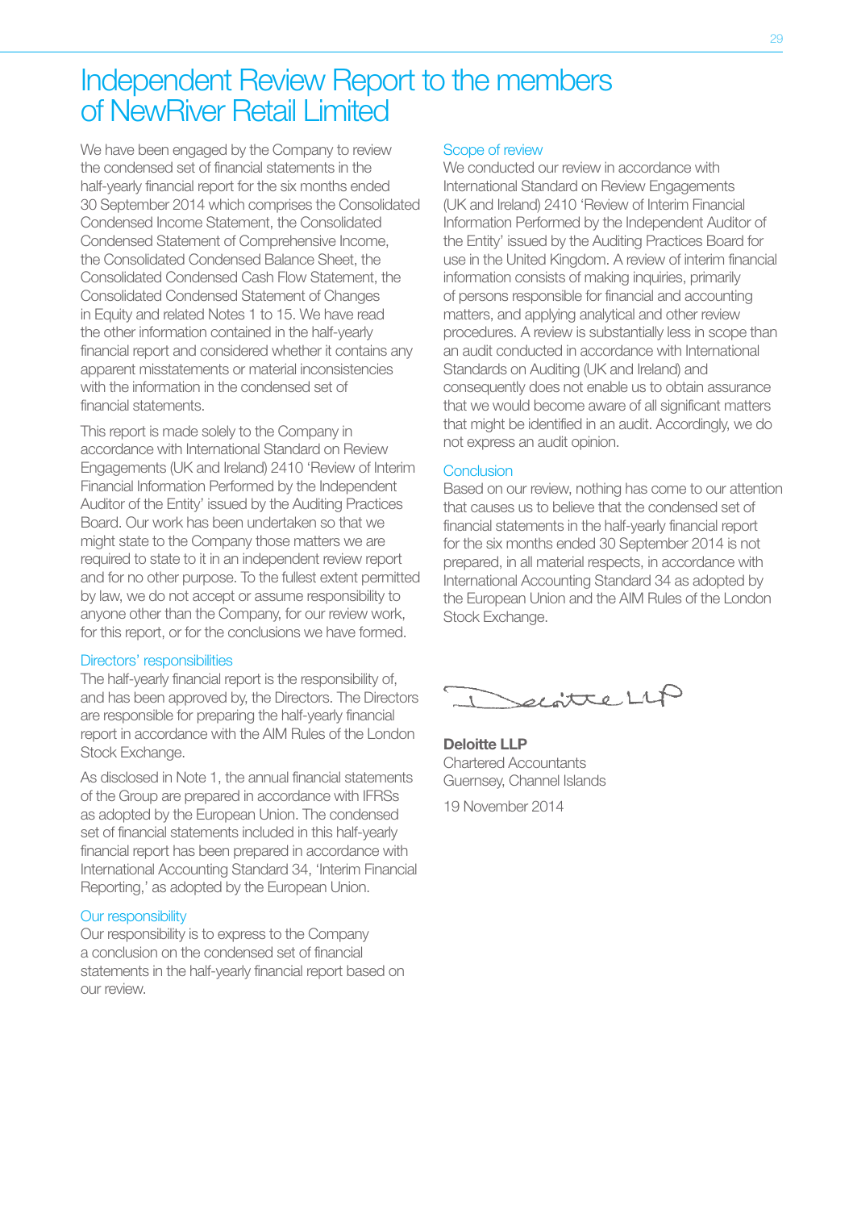# Independent Review Report to the members of NewRiver Retail Limited

We have been engaged by the Company to review the condensed set of financial statements in the half-yearly financial report for the six months ended 30 September 2014 which comprises the Consolidated Condensed Income Statement, the Consolidated Condensed Statement of Comprehensive Income, the Consolidated Condensed Balance Sheet, the Consolidated Condensed Cash Flow Statement, the Consolidated Condensed Statement of Changes in Equity and related Notes 1 to 15. We have read the other information contained in the half-yearly financial report and considered whether it contains any apparent misstatements or material inconsistencies with the information in the condensed set of financial statements.

This report is made solely to the Company in accordance with International Standard on Review Engagements (UK and Ireland) 2410 'Review of Interim Financial Information Performed by the Independent Auditor of the Entity' issued by the Auditing Practices Board. Our work has been undertaken so that we might state to the Company those matters we are required to state to it in an independent review report and for no other purpose. To the fullest extent permitted by law, we do not accept or assume responsibility to anyone other than the Company, for our review work, for this report, or for the conclusions we have formed.

## Directors' responsibilities

The half-yearly financial report is the responsibility of, and has been approved by, the Directors. The Directors are responsible for preparing the half-yearly financial report in accordance with the AIM Rules of the London Stock Exchange.

As disclosed in Note 1, the annual financial statements of the Group are prepared in accordance with IFRSs as adopted by the European Union. The condensed set of financial statements included in this half-yearly financial report has been prepared in accordance with International Accounting Standard 34, 'Interim Financial Reporting,' as adopted by the European Union.

## Our responsibility

Our responsibility is to express to the Company a conclusion on the condensed set of financial statements in the half-yearly financial report based on our review.

## Scope of review

We conducted our review in accordance with International Standard on Review Engagements (UK and Ireland) 2410 'Review of Interim Financial Information Performed by the Independent Auditor of the Entity' issued by the Auditing Practices Board for use in the United Kingdom. A review of interim financial information consists of making inquiries, primarily of persons responsible for financial and accounting matters, and applying analytical and other review procedures. A review is substantially less in scope than an audit conducted in accordance with International Standards on Auditing (UK and Ireland) and consequently does not enable us to obtain assurance that we would become aware of all significant matters that might be identified in an audit. Accordingly, we do not express an audit opinion.

## Conclusion

Based on our review, nothing has come to our attention that causes us to believe that the condensed set of financial statements in the half-yearly financial report for the six months ended 30 September 2014 is not prepared, in all material respects, in accordance with International Accounting Standard 34 as adopted by the European Union and the AIM Rules of the London Stock Exchange.

Deloitte LLP

**Deloitte LLP**
Chartered Accountants
Guernsey, Channel Islands

19 November 2014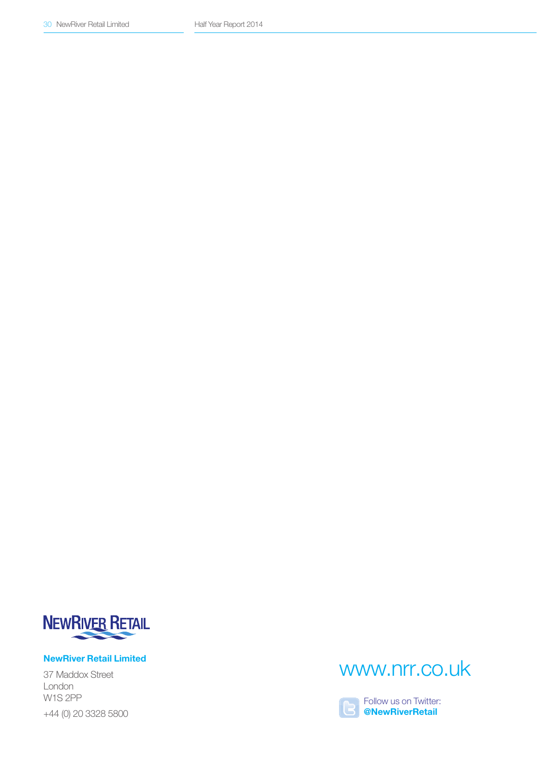NEWRIVER RETAIL

**NewRiver Retail Limited**

37 Maddox Street
London
W1S 2PP

+44 (0) 20 3328 5800

www.nrr.co.uk

Follow us on Twitter:
**@NewRiverRetail**